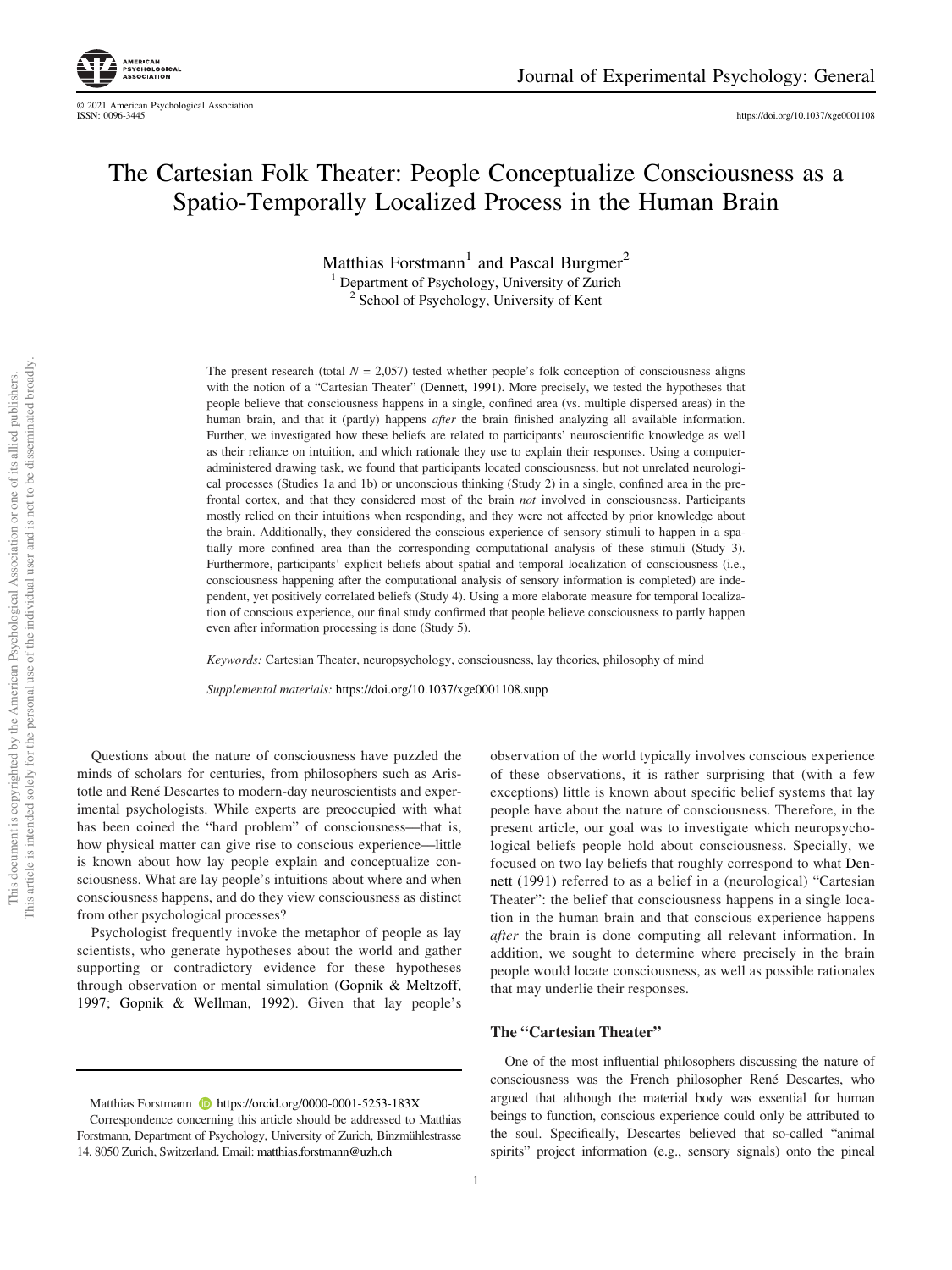# The Cartesian Folk Theater: People Conceptualize Consciousness as a Spatio-Temporally Localized Process in the Human Brain

Matthias Forstmann[1] and Pascal Burgmer[2]

[1] Department of Psychology, University of Zurich
[2] School of Psychology, University of Kent

The present research (total $N = 2{,}057$) tested whether people's folk conception of consciousness aligns with the notion of a "Cartesian Theater" (Dennett, 1991). More precisely, we tested the hypotheses that people believe that consciousness happens in a single, confined area (vs. multiple dispersed areas) in the human brain, and that it (partly) happens *after* the brain finished analyzing all available information. Further, we investigated how these beliefs are related to participants' neuroscientific knowledge as well as their reliance on intuition, and which rationale they use to explain their responses. Using a computer-administered drawing task, we found that participants located consciousness, but not unrelated neurological processes (Studies 1a and 1b) or unconscious thinking (Study 2) in a single, confined area in the prefrontal cortex, and that they considered most of the brain *not* involved in consciousness. Participants mostly relied on their intuitions when responding, and they were not affected by prior knowledge about the brain. Additionally, they considered the conscious experience of sensory stimuli to happen in a spatially more confined area than the corresponding computational analysis of these stimuli (Study 3). Furthermore, participants' explicit beliefs about spatial and temporal localization of consciousness (i.e., consciousness happening after the computational analysis of sensory information is completed) are independent, yet positively correlated beliefs (Study 4). Using a more elaborate measure for temporal localization of conscious experience, our final study confirmed that people believe consciousness to partly happen even after information processing is done (Study 5).

*Keywords:* Cartesian Theater, neuropsychology, consciousness, lay theories, philosophy of mind

*Supplemental materials:* https://doi.org/10.1037/xge0001108.supp

Questions about the nature of consciousness have puzzled the minds of scholars for centuries, from philosophers such as Aristotle and René Descartes to modern-day neuroscientists and experimental psychologists. While experts are preoccupied with what has been coined the "hard problem" of consciousness—that is, how physical matter can give rise to conscious experience—little is known about how lay people explain and conceptualize consciousness. What are lay people's intuitions about where and when consciousness happens, and do they view consciousness as distinct from other psychological processes?

Psychologist frequently invoke the metaphor of people as lay scientists, who generate hypotheses about the world and gather supporting or contradictory evidence for these hypotheses through observation or mental simulation (Gopnik & Meltzoff, 1997; Gopnik & Wellman, 1992). Given that lay people's observation of the world typically involves conscious experience of these observations, it is rather surprising that (with a few exceptions) little is known about specific belief systems that lay people have about the nature of consciousness. Therefore, in the present article, our goal was to investigate which neuropsychological beliefs people hold about consciousness. Specially, we focused on two lay beliefs that roughly correspond to what Dennett (1991) referred to as a belief in a (neurological) "Cartesian Theater": the belief that consciousness happens in a single location in the human brain and that conscious experience happens *after* the brain is done computing all relevant information. In addition, we sought to determine where precisely in the brain people would locate consciousness, as well as possible rationales that may underlie their responses.

## The "Cartesian Theater"

One of the most influential philosophers discussing the nature of consciousness was the French philosopher René Descartes, who argued that although the material body was essential for human beings to function, conscious experience could only be attributed to the soul. Specifically, Descartes believed that so-called "animal spirits" project information (e.g., sensory signals) onto the pineal

Matthias Forstmann https://orcid.org/0000-0001-5253-183X

Correspondence concerning this article should be addressed to Matthias Forstmann, Department of Psychology, University of Zurich, Binzmühlestrasse 14, 8050 Zurich, Switzerland. Email: matthias.forstmann@uzh.ch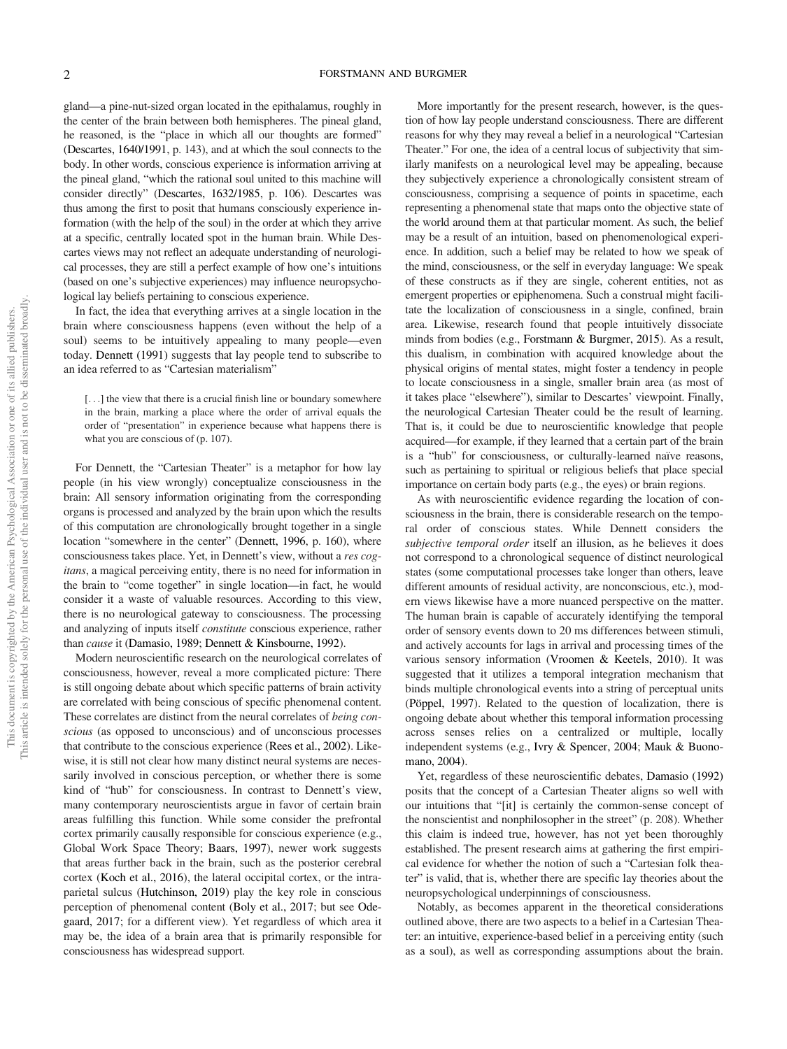gland—a pine-nut-sized organ located in the epithalamus, roughly in the center of the brain between both hemispheres. The pineal gland, he reasoned, is the "place in which all our thoughts are formed" (Descartes, 1640/1991, p. 143), and at which the soul connects to the body. In other words, conscious experience is information arriving at the pineal gland, "which the rational soul united to this machine will consider directly" (Descartes, 1632/1985, p. 106). Descartes was thus among the first to posit that humans consciously experience information (with the help of the soul) in the order at which they arrive at a specific, centrally located spot in the human brain. While Descartes views may not reflect an adequate understanding of neurological processes, they are still a perfect example of how one's intuitions (based on one's subjective experiences) may influence neuropsychological lay beliefs pertaining to conscious experience.

In fact, the idea that everything arrives at a single location in the brain where consciousness happens (even without the help of a soul) seems to be intuitively appealing to many people—even today. Dennett (1991) suggests that lay people tend to subscribe to an idea referred to as "Cartesian materialism"

> [...] the view that there is a crucial finish line or boundary somewhere in the brain, marking a place where the order of arrival equals the order of "presentation" in experience because what happens there is what you are conscious of (p. 107).

For Dennett, the "Cartesian Theater" is a metaphor for how lay people (in his view wrongly) conceptualize consciousness in the brain: All sensory information originating from the corresponding organs is processed and analyzed by the brain upon which the results of this computation are chronologically brought together in a single location "somewhere in the center" (Dennett, 1996, p. 160), where consciousness takes place. Yet, in Dennett's view, without a *res cogitans*, a magical perceiving entity, there is no need for information in the brain to "come together" in single location—in fact, he would consider it a waste of valuable resources. According to this view, there is no neurological gateway to consciousness. The processing and analyzing of inputs itself *constitute* conscious experience, rather than *cause* it (Damasio, 1989; Dennett & Kinsbourne, 1992).

Modern neuroscientific research on the neurological correlates of consciousness, however, reveal a more complicated picture: There is still ongoing debate about which specific patterns of brain activity are correlated with being conscious of specific phenomenal content. These correlates are distinct from the neural correlates of *being conscious* (as opposed to unconscious) and of unconscious processes that contribute to the conscious experience (Rees et al., 2002). Likewise, it is still not clear how many distinct neural systems are necessarily involved in conscious perception, or whether there is some kind of "hub" for consciousness. In contrast to Dennett's view, many contemporary neuroscientists argue in favor of certain brain areas fulfilling this function. While some consider the prefrontal cortex primarily causally responsible for conscious experience (e.g., Global Work Space Theory; Baars, 1997), newer work suggests that areas further back in the brain, such as the posterior cerebral cortex (Koch et al., 2016), the lateral occipital cortex, or the intraparietal sulcus (Hutchinson, 2019) play the key role in conscious perception of phenomenal content (Boly et al., 2017; but see Odegaard, 2017; for a different view). Yet regardless of which area it may be, the idea of a brain area that is primarily responsible for consciousness has widespread support.

More importantly for the present research, however, is the question of how lay people understand consciousness. There are different reasons for why they may reveal a belief in a neurological "Cartesian Theater." For one, the idea of a central locus of subjectivity that similarly manifests on a neurological level may be appealing, because they subjectively experience a chronologically consistent stream of consciousness, comprising a sequence of points in spacetime, each representing a phenomenal state that maps onto the objective state of the world around them at that particular moment. As such, the belief may be a result of an intuition, based on phenomenological experience. In addition, such a belief may be related to how we speak of the mind, consciousness, or the self in everyday language: We speak of these constructs as if they are single, coherent entities, not as emergent properties or epiphenomena. Such a construal might facilitate the localization of consciousness in a single, confined, brain area. Likewise, research found that people intuitively dissociate minds from bodies (e.g., Forstmann & Burgmer, 2015). As a result, this dualism, in combination with acquired knowledge about the physical origins of mental states, might foster a tendency in people to locate consciousness in a single, smaller brain area (as most of it takes place "elsewhere"), similar to Descartes' viewpoint. Finally, the neurological Cartesian Theater could be the result of learning. That is, it could be due to neuroscientific knowledge that people acquired—for example, if they learned that a certain part of the brain is a "hub" for consciousness, or culturally-learned naïve reasons, such as pertaining to spiritual or religious beliefs that place special importance on certain body parts (e.g., the eyes) or brain regions.

As with neuroscientific evidence regarding the location of consciousness in the brain, there is considerable research on the temporal order of conscious states. While Dennett considers the *subjective temporal order* itself an illusion, as he believes it does not correspond to a chronological sequence of distinct neurological states (some computational processes take longer than others, leave different amounts of residual activity, are nonconscious, etc.), modern views likewise have a more nuanced perspective on the matter. The human brain is capable of accurately identifying the temporal order of sensory events down to 20 ms differences between stimuli, and actively accounts for lags in arrival and processing times of the various sensory information (Vroomen & Keetels, 2010). It was suggested that it utilizes a temporal integration mechanism that binds multiple chronological events into a string of perceptual units (Pöppel, 1997). Related to the question of localization, there is ongoing debate about whether this temporal information processing across senses relies on a centralized or multiple, locally independent systems (e.g., Ivry & Spencer, 2004; Mauk & Buonomano, 2004).

Yet, regardless of these neuroscientific debates, Damasio (1992) posits that the concept of a Cartesian Theater aligns so well with our intuitions that "[it] is certainly the common-sense concept of the nonscientist and nonphilosopher in the street" (p. 208). Whether this claim is indeed true, however, has not yet been thoroughly established. The present research aims at gathering the first empirical evidence for whether the notion of such a "Cartesian folk theater" is valid, that is, whether there are specific lay theories about the neuropsychological underpinnings of consciousness.

Notably, as becomes apparent in the theoretical considerations outlined above, there are two aspects to a belief in a Cartesian Theater: an intuitive, experience-based belief in a perceiving entity (such as a soul), as well as corresponding assumptions about the brain.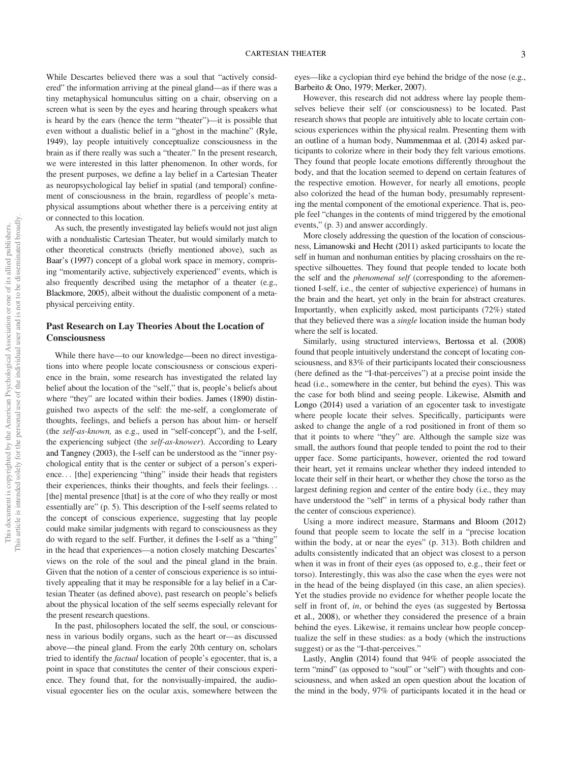While Descartes believed there was a soul that "actively considered" the information arriving at the pineal gland—as if there was a tiny metaphysical homunculus sitting on a chair, observing on a screen what is seen by the eyes and hearing through speakers what is heard by the ears (hence the term "theater")—it is possible that even without a dualistic belief in a "ghost in the machine" (Ryle, 1949), lay people intuitively conceptualize consciousness in the brain as if there really was such a "theater." In the present research, we were interested in this latter phenomenon. In other words, for the present purposes, we define a lay belief in a Cartesian Theater as neuropsychological lay belief in spatial (and temporal) confinement of consciousness in the brain, regardless of people's metaphysical assumptions about whether there is a perceiving entity at or connected to this location.

As such, the presently investigated lay beliefs would not just align with a nondualistic Cartesian Theater, but would similarly match to other theoretical constructs (briefly mentioned above), such as Baar's (1997) concept of a global work space in memory, comprising "momentarily active, subjectively experienced" events, which is also frequently described using the metaphor of a theater (e.g., Blackmore, 2005), albeit without the dualistic component of a metaphysical perceiving entity.

## Past Research on Lay Theories About the Location of Consciousness

While there have—to our knowledge—been no direct investigations into where people locate consciousness or conscious experience in the brain, some research has investigated the related lay belief about the location of the "self," that is, people's beliefs about where "they" are located within their bodies. James (1890) distinguished two aspects of the self: the me-self, a conglomerate of thoughts, feelings, and beliefs a person has about him- or herself (the *self-as-known,* as e.g., used in "self-concept"), and the I-self, the experiencing subject (the *self-as-knower*). According to Leary and Tangney (2003), the I-self can be understood as the "inner psychological entity that is the center or subject of a person's experience. . . [the] experiencing "thing" inside their heads that registers their experiences, thinks their thoughts, and feels their feelings. . . [the] mental presence [that] is at the core of who they really or most essentially are" (p. 5). This description of the I-self seems related to the concept of conscious experience, suggesting that lay people could make similar judgments with regard to consciousness as they do with regard to the self. Further, it defines the I-self as a "thing" in the head that experiences—a notion closely matching Descartes' views on the role of the soul and the pineal gland in the brain. Given that the notion of a center of conscious experience is so intuitively appealing that it may be responsible for a lay belief in a Cartesian Theater (as defined above), past research on people's beliefs about the physical location of the self seems especially relevant for the present research questions.

In the past, philosophers located the self, the soul, or consciousness in various bodily organs, such as the heart or—as discussed above—the pineal gland. From the early 20th century on, scholars tried to identify the *factual* location of people's egocenter, that is, a point in space that constitutes the center of their conscious experience. They found that, for the nonvisually-impaired, the audiovisual egocenter lies on the ocular axis, somewhere between the eyes—like a cyclopian third eye behind the bridge of the nose (e.g., Barbeito & Ono, 1979; Merker, 2007).

However, this research did not address where lay people themselves believe their self (or consciousness) to be located. Past research shows that people are intuitively able to locate certain conscious experiences within the physical realm. Presenting them with an outline of a human body, Nummenmaa et al. (2014) asked participants to colorize where in their body they felt various emotions. They found that people locate emotions differently throughout the body, and that the location seemed to depend on certain features of the respective emotion. However, for nearly all emotions, people also colorized the head of the human body, presumably representing the mental component of the emotional experience. That is, people feel "changes in the contents of mind triggered by the emotional events," (p. 3) and answer accordingly.

More closely addressing the question of the location of consciousness, Limanowski and Hecht (2011) asked participants to locate the self in human and nonhuman entities by placing crosshairs on the respective silhouettes. They found that people tended to locate both the self and the *phenomenal self* (corresponding to the aforementioned I-self, i.e., the center of subjective experience) of humans in the brain and the heart, yet only in the brain for abstract creatures. Importantly, when explicitly asked, most participants (72%) stated that they believed there was a *single* location inside the human body where the self is located.

Similarly, using structured interviews, Bertossa et al. (2008) found that people intuitively understand the concept of locating consciousness, and 83% of their participants located their consciousness (here defined as the "I-that-perceives") at a precise point inside the head (i.e., somewhere in the center, but behind the eyes). This was the case for both blind and seeing people. Likewise, Alsmith and Longo (2014) used a variation of an egocenter task to investigate where people locate their selves. Specifically, participants were asked to change the angle of a rod positioned in front of them so that it points to where "they" are. Although the sample size was small, the authors found that people tended to point the rod to their upper face. Some participants, however, oriented the rod toward their heart, yet it remains unclear whether they indeed intended to locate their self in their heart, or whether they chose the torso as the largest defining region and center of the entire body (i.e., they may have understood the "self" in terms of a physical body rather than the center of conscious experience).

Using a more indirect measure, Starmans and Bloom (2012) found that people seem to locate the self in a "precise location within the body, at or near the eyes" (p. 313). Both children and adults consistently indicated that an object was closest to a person when it was in front of their eyes (as opposed to, e.g., their feet or torso). Interestingly, this was also the case when the eyes were not in the head of the being displayed (in this case, an alien species). Yet the studies provide no evidence for whether people locate the self in front of, *in*, or behind the eyes (as suggested by Bertossa et al., 2008), or whether they considered the presence of a brain behind the eyes. Likewise, it remains unclear how people conceptualize the self in these studies: as a body (which the instructions suggest) or as the "I-that-perceives."

Lastly, Anglin (2014) found that 94% of people associated the term "mind" (as opposed to "soul" or "self") with thoughts and consciousness, and when asked an open question about the location of the mind in the body, 97% of participants located it in the head or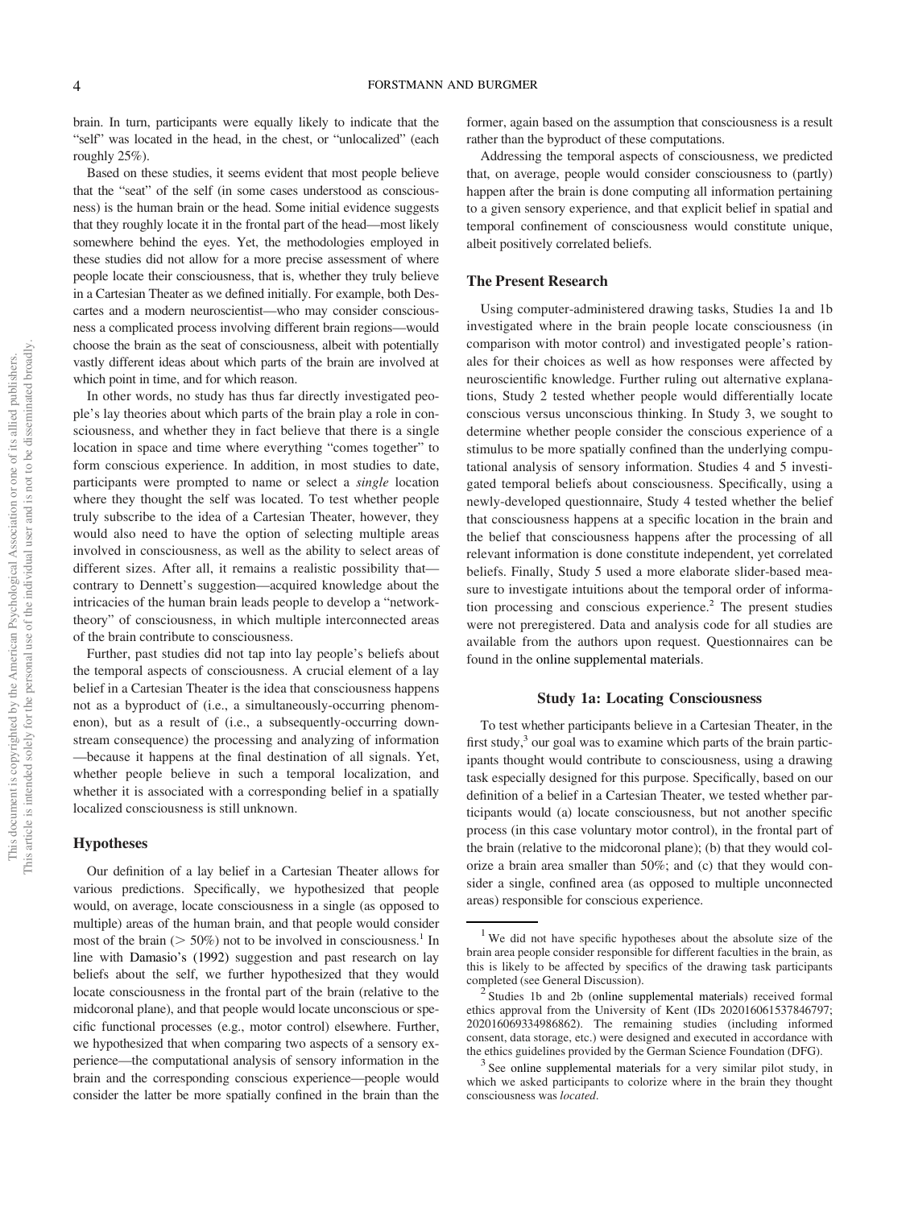brain. In turn, participants were equally likely to indicate that the "self" was located in the head, in the chest, or "unlocalized" (each roughly 25%).

Based on these studies, it seems evident that most people believe that the "seat" of the self (in some cases understood as consciousness) is the human brain or the head. Some initial evidence suggests that they roughly locate it in the frontal part of the head—most likely somewhere behind the eyes. Yet, the methodologies employed in these studies did not allow for a more precise assessment of where people locate their consciousness, that is, whether they truly believe in a Cartesian Theater as we defined initially. For example, both Descartes and a modern neuroscientist—who may consider consciousness a complicated process involving different brain regions—would choose the brain as the seat of consciousness, albeit with potentially vastly different ideas about which parts of the brain are involved at which point in time, and for which reason.

In other words, no study has thus far directly investigated people's lay theories about which parts of the brain play a role in consciousness, and whether they in fact believe that there is a single location in space and time where everything "comes together" to form conscious experience. In addition, in most studies to date, participants were prompted to name or select a *single* location where they thought the self was located. To test whether people truly subscribe to the idea of a Cartesian Theater, however, they would also need to have the option of selecting multiple areas involved in consciousness, as well as the ability to select areas of different sizes. After all, it remains a realistic possibility that—contrary to Dennett's suggestion—acquired knowledge about the intricacies of the human brain leads people to develop a "network-theory" of consciousness, in which multiple interconnected areas of the brain contribute to consciousness.

Further, past studies did not tap into lay people's beliefs about the temporal aspects of consciousness. A crucial element of a lay belief in a Cartesian Theater is the idea that consciousness happens not as a byproduct of (i.e., a simultaneously-occurring phenomenon), but as a result of (i.e., a subsequently-occurring downstream consequence) the processing and analyzing of information—because it happens at the final destination of all signals. Yet, whether people believe in such a temporal localization, and whether it is associated with a corresponding belief in a spatially localized consciousness is still unknown.

## Hypotheses

Our definition of a lay belief in a Cartesian Theater allows for various predictions. Specifically, we hypothesized that people would, on average, locate consciousness in a single (as opposed to multiple) areas of the human brain, and that people would consider most of the brain (> 50%) not to be involved in consciousness.[1] In line with Damasio's (1992) suggestion and past research on lay beliefs about the self, we further hypothesized that they would locate consciousness in the frontal part of the brain (relative to the midcoronal plane), and that people would locate unconscious or specific functional processes (e.g., motor control) elsewhere. Further, we hypothesized that when comparing two aspects of a sensory experience—the computational analysis of sensory information in the brain and the corresponding conscious experience—people would consider the latter be more spatially confined in the brain than the former, again based on the assumption that consciousness is a result rather than the byproduct of these computations.

Addressing the temporal aspects of consciousness, we predicted that, on average, people would consider consciousness to (partly) happen after the brain is done computing all information pertaining to a given sensory experience, and that explicit belief in spatial and temporal confinement of consciousness would constitute unique, albeit positively correlated beliefs.

## The Present Research

Using computer-administered drawing tasks, Studies 1a and 1b investigated where in the brain people locate consciousness (in comparison with motor control) and investigated people's rationales for their choices as well as how responses were affected by neuroscientific knowledge. Further ruling out alternative explanations, Study 2 tested whether people would differentially locate conscious versus unconscious thinking. In Study 3, we sought to determine whether people consider the conscious experience of a stimulus to be more spatially confined than the underlying computational analysis of sensory information. Studies 4 and 5 investigated temporal beliefs about consciousness. Specifically, using a newly-developed questionnaire, Study 4 tested whether the belief that consciousness happens at a specific location in the brain and the belief that consciousness happens after the processing of all relevant information is done constitute independent, yet correlated beliefs. Finally, Study 5 used a more elaborate slider-based measure to investigate intuitions about the temporal order of information processing and conscious experience.[2] The present studies were not preregistered. Data and analysis code for all studies are available from the authors upon request. Questionnaires can be found in the online supplemental materials.

### Study 1a: Locating Consciousness

To test whether participants believe in a Cartesian Theater, in the first study,[3] our goal was to examine which parts of the brain participants thought would contribute to consciousness, using a drawing task especially designed for this purpose. Specifically, based on our definition of a belief in a Cartesian Theater, we tested whether participants would (a) locate consciousness, but not another specific process (in this case voluntary motor control), in the frontal part of the brain (relative to the midcoronal plane); (b) that they would colorize a brain area smaller than 50%; and (c) that they would consider a single, confined area (as opposed to multiple unconnected areas) responsible for conscious experience.

---

[1] We did not have specific hypotheses about the absolute size of the brain area people consider responsible for different faculties in the brain, as this is likely to be affected by specifics of the drawing task participants completed (see General Discussion).

[2] Studies 1b and 2b (online supplemental materials) received formal ethics approval from the University of Kent (IDs 202016061537846797; 202016069334986862). The remaining studies (including informed consent, data storage, etc.) were designed and executed in accordance with the ethics guidelines provided by the German Science Foundation (DFG).

[3] See online supplemental materials for a very similar pilot study, in which we asked participants to colorize where in the brain they thought consciousness was *located*.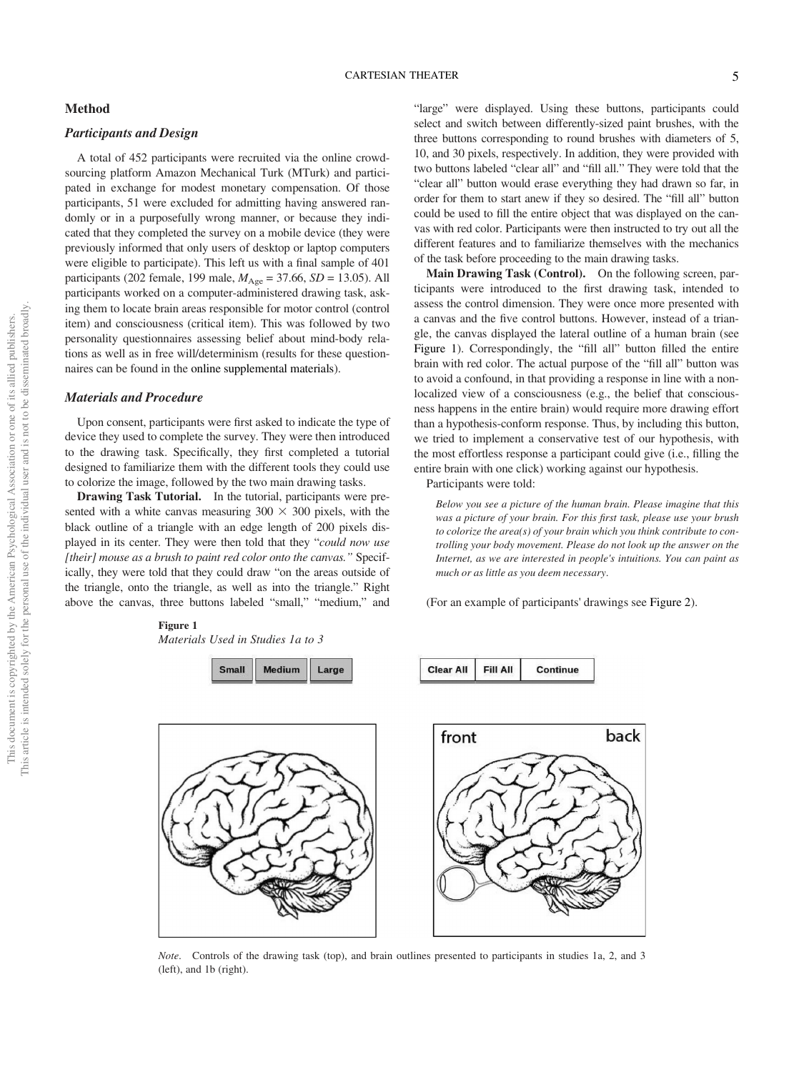## Method

### Participants and Design

A total of 452 participants were recruited via the online crowdsourcing platform Amazon Mechanical Turk (MTurk) and participated in exchange for modest monetary compensation. Of those participants, 51 were excluded for admitting having answered randomly or in a purposefully wrong manner, or because they indicated that they completed the survey on a mobile device (they were previously informed that only users of desktop or laptop computers were eligible to participate). This left us with a final sample of 401 participants (202 female, 199 male, $M_{Age} = 37.66$, $SD = 13.05$). All participants worked on a computer-administered drawing task, asking them to locate brain areas responsible for motor control (control item) and consciousness (critical item). This was followed by two personality questionnaires assessing belief about mind-body relations as well as in free will/determinism (results for these questionnaires can be found in the online supplemental materials).

### Materials and Procedure

Upon consent, participants were first asked to indicate the type of device they used to complete the survey. They were then introduced to the drawing task. Specifically, they first completed a tutorial designed to familiarize them with the different tools they could use to colorize the image, followed by the two main drawing tasks.

**Drawing Task Tutorial.** In the tutorial, participants were presented with a white canvas measuring 300 × 300 pixels, with the black outline of a triangle with an edge length of 200 pixels displayed in its center. They were then told that they "*could now use [their] mouse as a brush to paint red color onto the canvas.*" Specifically, they were told that they could draw "on the areas outside of the triangle, onto the triangle, as well as into the triangle." Right above the canvas, three buttons labeled "small," "medium," and "large" were displayed. Using these buttons, participants could select and switch between differently-sized paint brushes, with the three buttons corresponding to round brushes with diameters of 5, 10, and 30 pixels, respectively. In addition, they were provided with two buttons labeled "clear all" and "fill all." They were told that the "clear all" button would erase everything they had drawn so far, in order for them to start anew if they so desired. The "fill all" button could be used to fill the entire object that was displayed on the canvas with red color. Participants were then instructed to try out all the different features and to familiarize themselves with the mechanics of the task before proceeding to the main drawing tasks.

**Main Drawing Task (Control).** On the following screen, participants were introduced to the first drawing task, intended to assess the control dimension. They were once more presented with a canvas and the five control buttons. However, instead of a triangle, the canvas displayed the lateral outline of a human brain (see Figure 1). Correspondingly, the "fill all" button filled the entire brain with red color. The actual purpose of the "fill all" button was to avoid a confound, in that providing a response in line with a nonlocalized view of a consciousness (e.g., the belief that consciousness happens in the entire brain) would require more drawing effort than a hypothesis-conform response. Thus, by including this button, we tried to implement a conservative test of our hypothesis, with the most effortless response a participant could give (i.e., filling the entire brain with one click) working against our hypothesis.

Participants were told:

> *Below you see a picture of the human brain. Please imagine that this was a picture of your brain. For this first task, please use your brush to colorize the area(s) of your brain which you think contribute to controlling your body movement. Please do not look up the answer on the Internet, as we are interested in people's intuitions. You can paint as much or as little as you deem necessary.*

(For an example of participants' drawings see Figure 2).

**Figure 1**
*Materials Used in Studies 1a to 3*

*Note.* Controls of the drawing task (top), and brain outlines presented to participants in studies 1a, 2, and 3 (left), and 1b (right).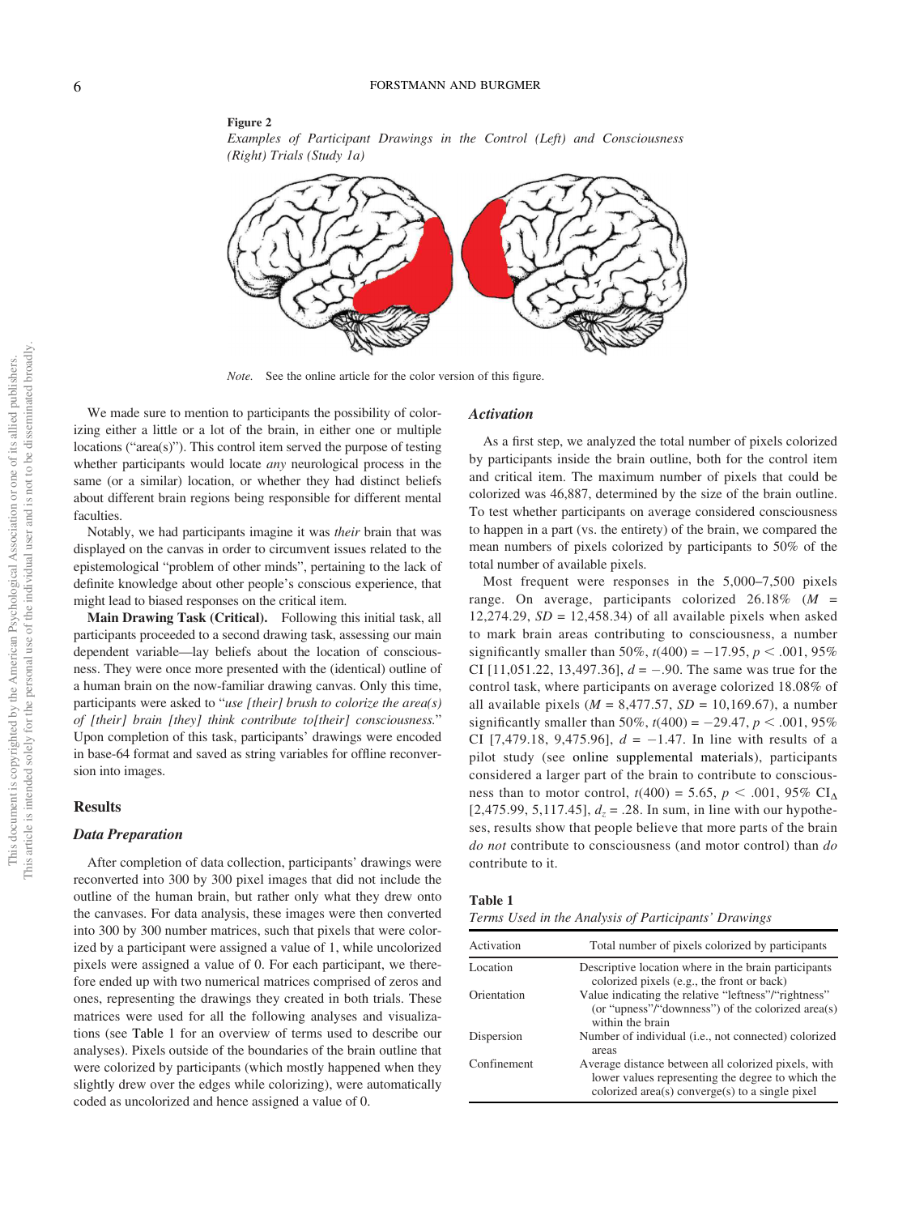**Figure 2**

*Examples of Participant Drawings in the Control (Left) and Consciousness (Right) Trials (Study 1a)*

*Note.* See the online article for the color version of this figure.

We made sure to mention to participants the possibility of colorizing either a little or a lot of the brain, in either one or multiple locations ("area(s)"). This control item served the purpose of testing whether participants would locate *any* neurological process in the same (or a similar) location, or whether they had distinct beliefs about different brain regions being responsible for different mental faculties.

Notably, we had participants imagine it was *their* brain that was displayed on the canvas in order to circumvent issues related to the epistemological "problem of other minds", pertaining to the lack of definite knowledge about other people's conscious experience, that might lead to biased responses on the critical item.

**Main Drawing Task (Critical).** Following this initial task, all participants proceeded to a second drawing task, assessing our main dependent variable—lay beliefs about the location of consciousness. They were once more presented with the (identical) outline of a human brain on the now-familiar drawing canvas. Only this time, participants were asked to "*use [their] brush to colorize the area(s) of [their] brain [they] think contribute to[their] consciousness.*" Upon completion of this task, participants' drawings were encoded in base-64 format and saved as string variables for offline reconversion into images.

## Results

### Data Preparation

After completion of data collection, participants' drawings were reconverted into 300 by 300 pixel images that did not include the outline of the human brain, but rather only what they drew onto the canvases. For data analysis, these images were then converted into 300 by 300 number matrices, such that pixels that were colorized by a participant were assigned a value of 1, while uncolorized pixels were assigned a value of 0. For each participant, we therefore ended up with two numerical matrices comprised of zeros and ones, representing the drawings they created in both trials. These matrices were used for all the following analyses and visualizations (see Table 1 for an overview of terms used to describe our analyses). Pixels outside of the boundaries of the brain outline that were colorized by participants (which mostly happened when they slightly drew over the edges while colorizing), were automatically coded as uncolorized and hence assigned a value of 0.

### Activation

As a first step, we analyzed the total number of pixels colorized by participants inside the brain outline, both for the control item and critical item. The maximum number of pixels that could be colorized was 46,887, determined by the size of the brain outline. To test whether participants on average considered consciousness to happen in a part (vs. the entirety) of the brain, we compared the mean numbers of pixels colorized by participants to 50% of the total number of available pixels.

Most frequent were responses in the 5,000–7,500 pixels range. On average, participants colorized 26.18% ($M$ = 12,274.29, $SD$ = 12,458.34) of all available pixels when asked to mark brain areas contributing to consciousness, a number significantly smaller than 50%, $t(400) = -17.95$, $p < .001$, 95% CI [11,051.22, 13,497.36], $d = -.90$. The same was true for the control task, where participants on average colorized 18.08% of all available pixels ($M$ = 8,477.57, $SD$ = 10,169.67), a number significantly smaller than 50%, $t(400) = -29.47$, $p < .001$, 95% CI [7,479.18, 9,475.96], $d = -1.47$. In line with results of a pilot study (see online supplemental materials), participants considered a larger part of the brain to contribute to consciousness than to motor control, $t(400) = 5.65$, $p < .001$, 95% $CI_{\Delta}$ [2,475.99, 5,117.45], $d_z = .28$. In sum, in line with our hypotheses, results show that people believe that more parts of the brain *do not* contribute to consciousness (and motor control) than *do* contribute to it.

**Table 1**

*Terms Used in the Analysis of Participants' Drawings*

| Activation | Total number of pixels colorized by participants |
|---|---|
| Location | Descriptive location where in the brain participants colorized pixels (e.g., the front or back) |
| Orientation | Value indicating the relative "leftness"/"rightness" (or "upness"/"downness") of the colorized area(s) within the brain |
| Dispersion | Number of individual (i.e., not connected) colorized areas |
| Confinement | Average distance between all colorized pixels, with lower values representing the degree to which the colorized area(s) converge(s) to a single pixel |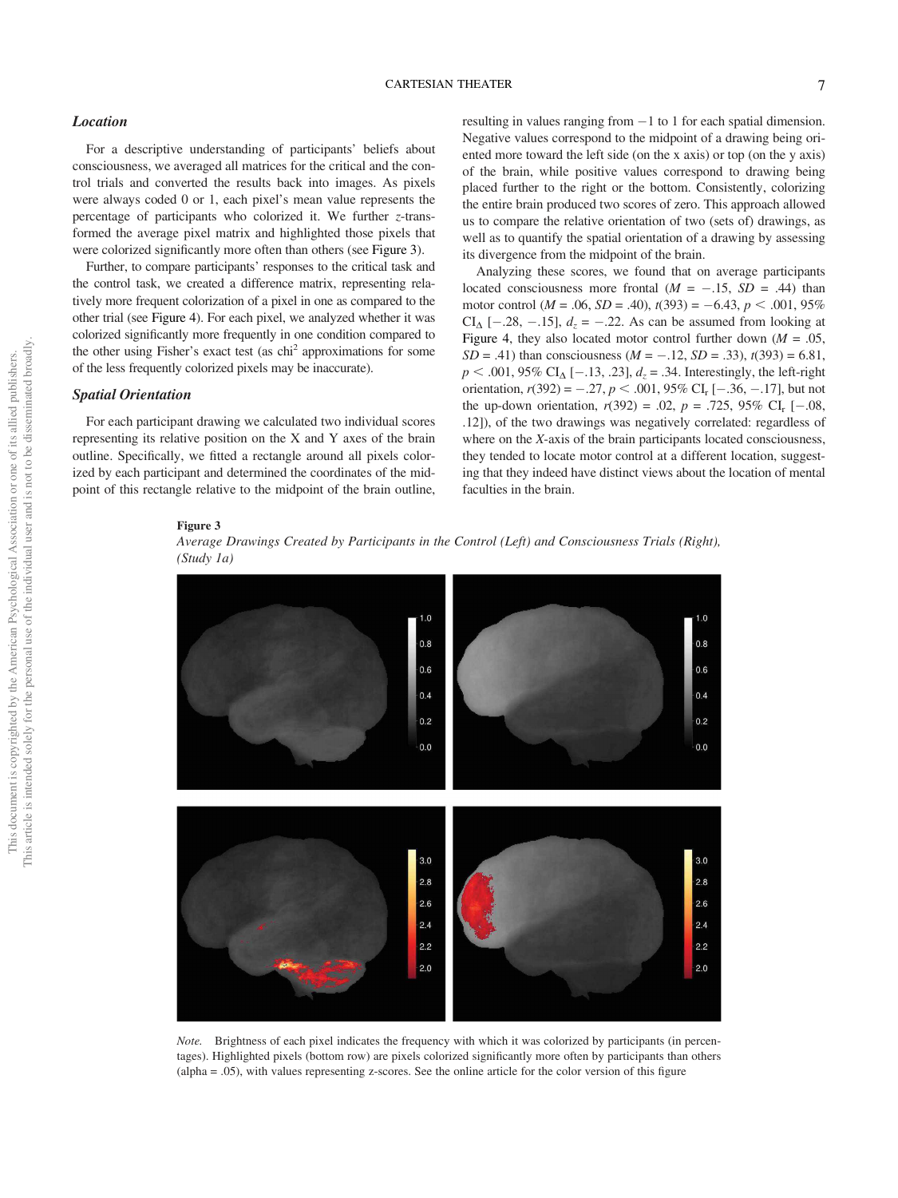## Location

For a descriptive understanding of participants' beliefs about consciousness, we averaged all matrices for the critical and the control trials and converted the results back into images. As pixels were always coded 0 or 1, each pixel's mean value represents the percentage of participants who colorized it. We further $z$-transformed the average pixel matrix and highlighted those pixels that were colorized significantly more often than others (see Figure 3).

Further, to compare participants' responses to the critical task and the control task, we created a difference matrix, representing relatively more frequent colorization of a pixel in one as compared to the other trial (see Figure 4). For each pixel, we analyzed whether it was colorized significantly more frequently in one condition compared to the other using Fisher's exact test (as chi$^2$ approximations for some of the less frequently colorized pixels may be inaccurate).

## Spatial Orientation

For each participant drawing we calculated two individual scores representing its relative position on the X and Y axes of the brain outline. Specifically, we fitted a rectangle around all pixels colorized by each participant and determined the coordinates of the midpoint of this rectangle relative to the midpoint of the brain outline, resulting in values ranging from −1 to 1 for each spatial dimension. Negative values correspond to the midpoint of a drawing being oriented more toward the left side (on the x axis) or top (on the y axis) of the brain, while positive values correspond to drawing being placed further to the right or the bottom. Consistently, colorizing the entire brain produced two scores of zero. This approach allowed us to compare the relative orientation of two (sets of) drawings, as well as to quantify the spatial orientation of a drawing by assessing its divergence from the midpoint of the brain.

Analyzing these scores, we found that on average participants located consciousness more frontal ($M$ = −.15, $SD$ = .44) than motor control ($M$ = .06, $SD$ = .40), $t(393) = -6.43$, $p < .001$, 95% $CI_{\Delta}$ [−.28, −.15], $d_z = -.22$. As can be assumed from looking at Figure 4, they also located motor control further down ($M$ = .05, $SD$ = .41) than consciousness ($M$ = −.12, $SD$ = .33), $t(393) = 6.81$, $p < .001$, 95% $CI_{\Delta}$ [−.13, .23], $d_z = .34$. Interestingly, the left-right orientation, $r(392) = -.27$, $p < .001$, 95% $CI_r$ [−.36, −.17], but not the up-down orientation, $r(392) = .02$, $p = .725$, 95% $CI_r$ [−.08, .12]), of the two drawings was negatively correlated: regardless of where on the $X$-axis of the brain participants located consciousness, they tended to locate motor control at a different location, suggesting that they indeed have distinct views about the location of mental faculties in the brain.

**Figure 3**

*Average Drawings Created by Participants in the Control (Left) and Consciousness Trials (Right), (Study 1a)*

*Note.* Brightness of each pixel indicates the frequency with which it was colorized by participants (in percentages). Highlighted pixels (bottom row) are pixels colorized significantly more often by participants than others (alpha = .05), with values representing z-scores. See the online article for the color version of this figure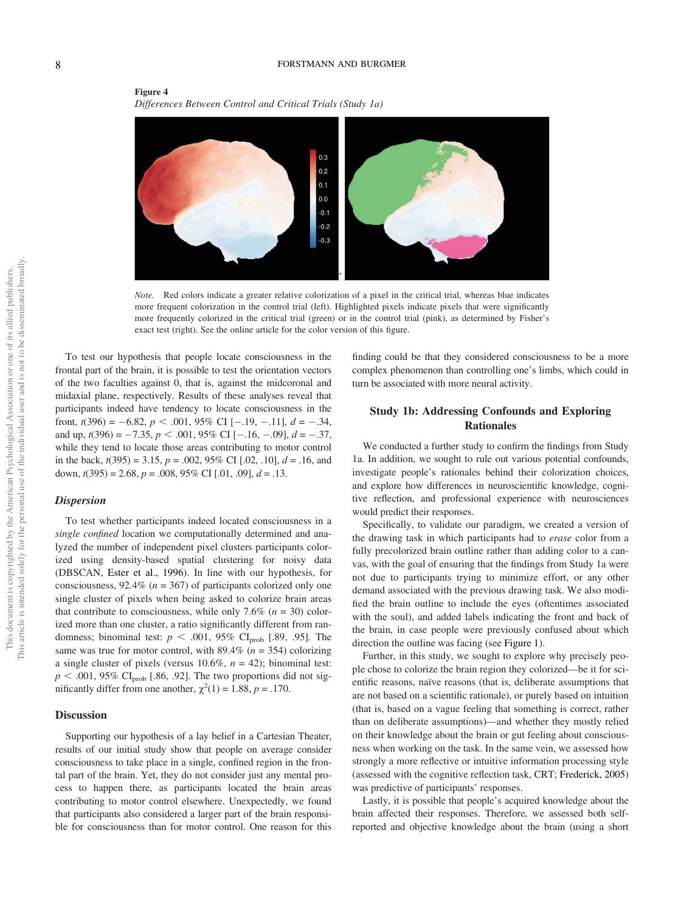**Figure 4**
*Differences Between Control and Critical Trials (Study 1a)*

*Note.* Red colors indicate a greater relative colorization of a pixel in the critical trial, whereas blue indicates more frequent colorization in the control trial (left). Highlighted pixels indicate pixels that were significantly more frequently colorized in the critical trial (green) or in the control trial (pink), as determined by Fisher's exact test (right). See the online article for the color version of this figure.

To test our hypothesis that people locate consciousness in the frontal part of the brain, it is possible to test the orientation vectors of the two faculties against 0, that is, against the midcoronal and midaxial plane, respectively. Results of these analyses reveal that participants indeed have tendency to locate consciousness in the front, $t(396) = -6.82$, $p < .001$, 95% CI $[-.19, -.11]$, $d = -.34$, and up, $t(396) = -7.35$, $p < .001$, 95% CI $[-.16, -.09]$, $d = -.37$, while they tend to locate those areas contributing to motor control in the back, $t(395) = 3.15$, $p = .002$, 95% CI $[.02, .10]$, $d = .16$, and down, $t(395) = 2.68$, $p = .008$, 95% CI $[.01, .09]$, $d = .13$.

### *Dispersion*

To test whether participants indeed located consciousness in a *single confined* location we computationally determined and analyzed the number of independent pixel clusters participants colorized using density-based spatial clustering for noisy data (DBSCAN, Ester et al., 1996). In line with our hypothesis, for consciousness, 92.4% ($n = 367$) of participants colorized only one single cluster of pixels when being asked to colorize brain areas that contribute to consciousness, while only 7.6% ($n = 30$) colorized more than one cluster, a ratio significantly different from randomness; binomial test: $p < .001$, 95% $CI_{prob}$ [.89, .95]. The same was true for motor control, with 89.4% ($n = 354$) colorizing a single cluster of pixels (versus 10.6%, $n = 42$); binomial test: $p < .001$, 95% $CI_{prob}$ [.86, .92]. The two proportions did not significantly differ from one another, $\chi^2(1) = 1.88$, $p = .170$.

## Discussion

Supporting our hypothesis of a lay belief in a Cartesian Theater, results of our initial study show that people on average consider consciousness to take place in a single, confined region in the frontal part of the brain. Yet, they do not consider just any mental process to happen there, as participants located the brain areas contributing to motor control elsewhere. Unexpectedly, we found that participants also considered a larger part of the brain responsible for consciousness than for motor control. One reason for this finding could be that they considered consciousness to be a more complex phenomenon than controlling one's limbs, which could in turn be associated with more neural activity.

## Study 1b: Addressing Confounds and Exploring Rationales

We conducted a further study to confirm the findings from Study 1a. In addition, we sought to rule out various potential confounds, investigate people's rationales behind their colorization choices, and explore how differences in neuroscientific knowledge, cognitive reflection, and professional experience with neurosciences would predict their responses.

Specifically, to validate our paradigm, we created a version of the drawing task in which participants had to *erase* color from a fully precolorized brain outline rather than adding color to a canvas, with the goal of ensuring that the findings from Study 1a were not due to participants trying to minimize effort, or any other demand associated with the previous drawing task. We also modified the brain outline to include the eyes (oftentimes associated with the soul), and added labels indicating the front and back of the brain, in case people were previously confused about which direction the outline was facing (see Figure 1).

Further, in this study, we sought to explore why precisely people chose to colorize the brain region they colorized—be it for scientific reasons, naïve reasons (that is, deliberate assumptions that are not based on a scientific rationale), or purely based on intuition (that is, based on a vague feeling that something is correct, rather than on deliberate assumptions)—and whether they mostly relied on their knowledge about the brain or gut feeling about consciousness when working on the task. In the same vein, we assessed how strongly a more reflective or intuitive information processing style (assessed with the cognitive reflection task, CRT; Frederick, 2005) was predictive of participants' responses.

Lastly, it is possible that people's acquired knowledge about the brain affected their responses. Therefore, we assessed both self-reported and objective knowledge about the brain (using a short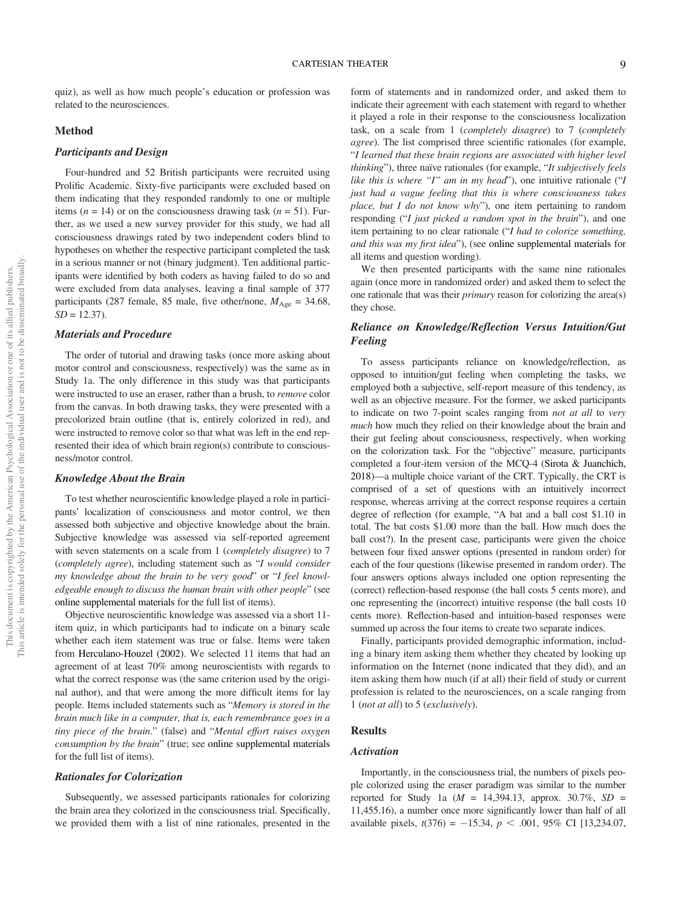quiz), as well as how much people's education or profession was related to the neurosciences.

## Method

### Participants and Design

Four-hundred and 52 British participants were recruited using Prolific Academic. Sixty-five participants were excluded based on them indicating that they responded randomly to one or multiple items ($n = 14$) or on the consciousness drawing task ($n = 51$). Further, as we used a new survey provider for this study, we had all consciousness drawings rated by two independent coders blind to hypotheses on whether the respective participant completed the task in a serious manner or not (binary judgment). Ten additional participants were identified by both coders as having failed to do so and were excluded from data analyses, leaving a final sample of 377 participants (287 female, 85 male, five other/none, $M_{Age} = 34.68$, $SD = 12.37$).

### Materials and Procedure

The order of tutorial and drawing tasks (once more asking about motor control and consciousness, respectively) was the same as in Study 1a. The only difference in this study was that participants were instructed to use an eraser, rather than a brush, to *remove* color from the canvas. In both drawing tasks, they were presented with a precolorized brain outline (that is, entirely colorized in red), and were instructed to remove color so that what was left in the end represented their idea of which brain region(s) contribute to consciousness/motor control.

### Knowledge About the Brain

To test whether neuroscientific knowledge played a role in participants' localization of consciousness and motor control, we then assessed both subjective and objective knowledge about the brain. Subjective knowledge was assessed via self-reported agreement with seven statements on a scale from 1 (*completely disagree*) to 7 (*completely agree*), including statement such as "*I would consider my knowledge about the brain to be very good*" or "*I feel knowledgeable enough to discuss the human brain with other people*" (see online supplemental materials for the full list of items).

Objective neuroscientific knowledge was assessed via a short 11-item quiz, in which participants had to indicate on a binary scale whether each item statement was true or false. Items were taken from Herculano-Houzel (2002). We selected 11 items that had an agreement of at least 70% among neuroscientists with regards to what the correct response was (the same criterion used by the original author), and that were among the more difficult items for lay people. Items included statements such as "*Memory is stored in the brain much like in a computer, that is, each remembrance goes in a tiny piece of the brain*." (false) and "*Mental effort raises oxygen consumption by the brain*" (true; see online supplemental materials for the full list of items).

### Rationales for Colorization

Subsequently, we assessed participants rationales for colorizing the brain area they colorized in the consciousness trial. Specifically, we provided them with a list of nine rationales, presented in the form of statements and in randomized order, and asked them to indicate their agreement with each statement with regard to whether it played a role in their response to the consciousness localization task, on a scale from 1 (*completely disagree*) to 7 (*completely agree*). The list comprised three scientific rationales (for example, "*I learned that these brain regions are associated with higher level thinking*"), three naïve rationales (for example, "*It subjectively feels like this is where "I" am in my head*"), one intuitive rationale ("*I just had a vague feeling that this is where consciousness takes place, but I do not know why*"), one item pertaining to random responding ("*I just picked a random spot in the brain*"), and one item pertaining to no clear rationale ("*I had to colorize something, and this was my first idea*"), (see online supplemental materials for all items and question wording).

We then presented participants with the same nine rationales again (once more in randomized order) and asked them to select the one rationale that was their *primary* reason for colorizing the area(s) they chose.

### Reliance on Knowledge/Reflection Versus Intuition/Gut Feeling

To assess participants reliance on knowledge/reflection, as opposed to intuition/gut feeling when completing the tasks, we employed both a subjective, self-report measure of this tendency, as well as an objective measure. For the former, we asked participants to indicate on two 7-point scales ranging from *not at all* to *very much* how much they relied on their knowledge about the brain and their gut feeling about consciousness, respectively, when working on the colorization task. For the "objective" measure, participants completed a four-item version of the MCQ-4 (Sirota & Juanchich, 2018)—a multiple choice variant of the CRT. Typically, the CRT is comprised of a set of questions with an intuitively incorrect response, whereas arriving at the correct response requires a certain degree of reflection (for example, "A bat and a ball cost $1.10 in total. The bat costs $1.00 more than the ball. How much does the ball cost?). In the present case, participants were given the choice between four fixed answer options (presented in random order) for each of the four questions (likewise presented in random order). The four answers options always included one option representing the (correct) reflection-based response (the ball costs 5 cents more), and one representing the (incorrect) intuitive response (the ball costs 10 cents more). Reflection-based and intuition-based responses were summed up across the four items to create two separate indices.

Finally, participants provided demographic information, including a binary item asking them whether they cheated by looking up information on the Internet (none indicated that they did), and an item asking them how much (if at all) their field of study or current profession is related to the neurosciences, on a scale ranging from 1 (*not at all*) to 5 (*exclusively*).

## Results

### Activation

Importantly, in the consciousness trial, the numbers of pixels people colorized using the eraser paradigm was similar to the number reported for Study 1a ($M = 14{,}394.13$, approx. 30.7%, $SD = 11{,}455.16$), a number once more significantly lower than half of all available pixels, $t(376) = -15.34$, $p < .001$, 95% CI [13,234.07,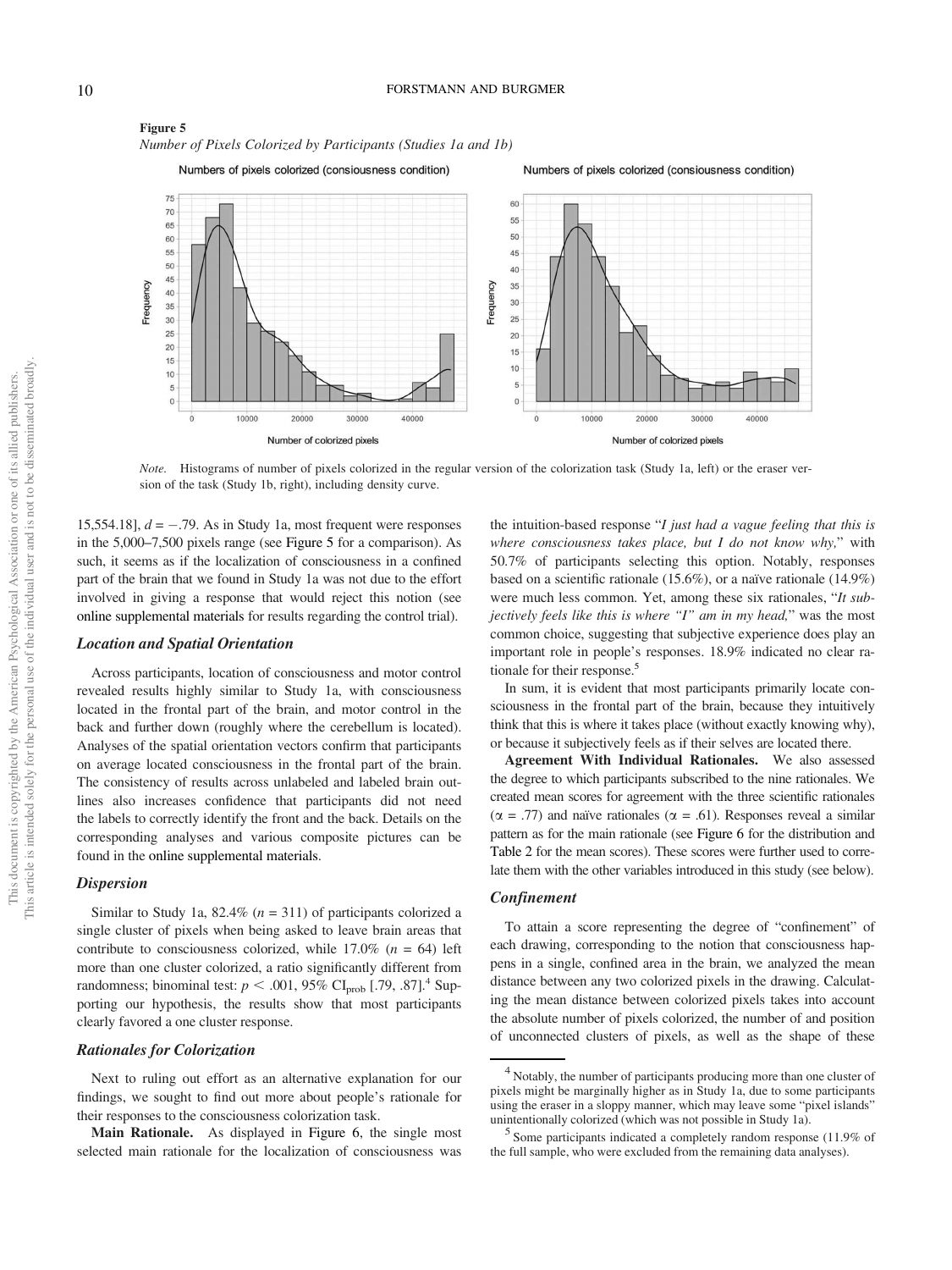**Figure 5**

*Number of Pixels Colorized by Participants (Studies 1a and 1b)*

*Note.* Histograms of number of pixels colorized in the regular version of the colorization task (Study 1a, left) or the eraser version of the task (Study 1b, right), including density curve.

15,554.18], $d = -.79$. As in Study 1a, most frequent were responses in the 5,000–7,500 pixels range (see Figure 5 for a comparison). As such, it seems as if the localization of consciousness in a confined part of the brain that we found in Study 1a was not due to the effort involved in giving a response that would reject this notion (see online supplemental materials for results regarding the control trial).

### Location and Spatial Orientation

Across participants, location of consciousness and motor control revealed results highly similar to Study 1a, with consciousness located in the frontal part of the brain, and motor control in the back and further down (roughly where the cerebellum is located). Analyses of the spatial orientation vectors confirm that participants on average located consciousness in the frontal part of the brain. The consistency of results across unlabeled and labeled brain outlines also increases confidence that participants did not need the labels to correctly identify the front and the back. Details on the corresponding analyses and various composite pictures can be found in the online supplemental materials.

### Dispersion

Similar to Study 1a, 82.4% ($n = 311$) of participants colorized a single cluster of pixels when being asked to leave brain areas that contribute to consciousness colorized, while 17.0% ($n = 64$) left more than one cluster colorized, a ratio significantly different from randomness; binominal test: $p < .001$, 95% $CI_{prob}$ [.79, .87].[4] Supporting our hypothesis, the results show that most participants clearly favored a one cluster response.

### Rationales for Colorization

Next to ruling out effort as an alternative explanation for our findings, we sought to find out more about people's rationale for their responses to the consciousness colorization task.

**Main Rationale.** As displayed in Figure 6, the single most selected main rationale for the localization of consciousness was the intuition-based response "*I just had a vague feeling that this is where consciousness takes place, but I do not know why,*" with 50.7% of participants selecting this option. Notably, responses based on a scientific rationale (15.6%), or a naïve rationale (14.9%) were much less common. Yet, among these six rationales, "*It subjectively feels like this is where "I" am in my head,*" was the most common choice, suggesting that subjective experience does play an important role in people's responses. 18.9% indicated no clear rationale for their response.[5]

In sum, it is evident that most participants primarily locate consciousness in the frontal part of the brain, because they intuitively think that this is where it takes place (without exactly knowing why), or because it subjectively feels as if their selves are located there.

**Agreement With Individual Rationales.** We also assessed the degree to which participants subscribed to the nine rationales. We created mean scores for agreement with the three scientific rationales ($\alpha = .77$) and naïve rationales ($\alpha = .61$). Responses reveal a similar pattern as for the main rationale (see Figure 6 for the distribution and Table 2 for the mean scores). These scores were further used to correlate them with the other variables introduced in this study (see below).

### Confinement

To attain a score representing the degree of "confinement" of each drawing, corresponding to the notion that consciousness happens in a single, confined area in the brain, we analyzed the mean distance between any two colorized pixels in the drawing. Calculating the mean distance between colorized pixels takes into account the absolute number of pixels colorized, the number of and position of unconnected clusters of pixels, as well as the shape of these

---

[4] Notably, the number of participants producing more than one cluster of pixels might be marginally higher as in Study 1a, due to some participants using the eraser in a sloppy manner, which may leave some "pixel islands" unintentionally colorized (which was not possible in Study 1a).

[5] Some participants indicated a completely random response (11.9% of the full sample, who were excluded from the remaining data analyses).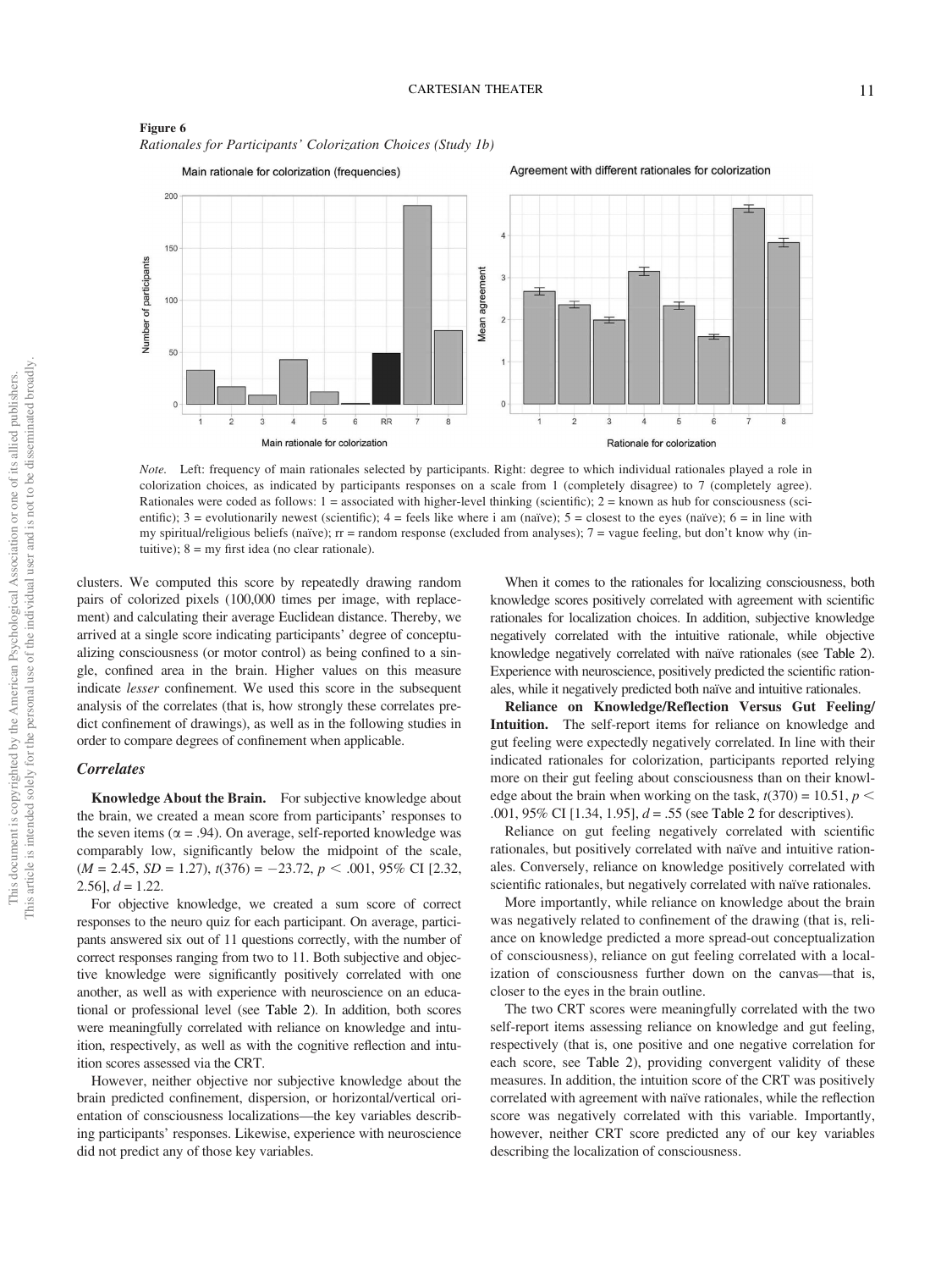**Figure 6**

*Rationales for Participants' Colorization Choices (Study 1b)*

*Note.* Left: frequency of main rationales selected by participants. Right: degree to which individual rationales played a role in colorization choices, as indicated by participants responses on a scale from 1 (completely disagree) to 7 (completely agree). Rationales were coded as follows: 1 = associated with higher-level thinking (scientific); 2 = known as hub for consciousness (scientific); 3 = evolutionarily newest (scientific); 4 = feels like where i am (naïve); 5 = closest to the eyes (naïve); 6 = in line with my spiritual/religious beliefs (naïve); rr = random response (excluded from analyses); 7 = vague feeling, but don't know why (intuitive); 8 = my first idea (no clear rationale).

clusters. We computed this score by repeatedly drawing random pairs of colorized pixels (100,000 times per image, with replacement) and calculating their average Euclidean distance. Thereby, we arrived at a single score indicating participants' degree of conceptualizing consciousness (or motor control) as being confined to a single, confined area in the brain. Higher values on this measure indicate *lesser* confinement. We used this score in the subsequent analysis of the correlates (that is, how strongly these correlates predict confinement of drawings), as well as in the following studies in order to compare degrees of confinement when applicable.

### Correlates

**Knowledge About the Brain.** For subjective knowledge about the brain, we created a mean score from participants' responses to the seven items ($\alpha = .94$). On average, self-reported knowledge was comparably low, significantly below the midpoint of the scale, ($M = 2.45$, $SD = 1.27$), $t(376) = -23.72$, $p < .001$, 95% CI [2.32, 2.56], $d = 1.22$.

For objective knowledge, we created a sum score of correct responses to the neuro quiz for each participant. On average, participants answered six out of 11 questions correctly, with the number of correct responses ranging from two to 11. Both subjective and objective knowledge were significantly positively correlated with one another, as well as with experience with neuroscience on an educational or professional level (see Table 2). In addition, both scores were meaningfully correlated with reliance on knowledge and intuition, respectively, as well as with the cognitive reflection and intuition scores assessed via the CRT.

However, neither objective nor subjective knowledge about the brain predicted confinement, dispersion, or horizontal/vertical orientation of consciousness localizations—the key variables describing participants' responses. Likewise, experience with neuroscience did not predict any of those key variables.

When it comes to the rationales for localizing consciousness, both knowledge scores positively correlated with agreement with scientific rationales for localization choices. In addition, subjective knowledge negatively correlated with the intuitive rationale, while objective knowledge negatively correlated with naïve rationales (see Table 2). Experience with neuroscience, positively predicted the scientific rationales, while it negatively predicted both naïve and intuitive rationales.

**Reliance on Knowledge/Reflection Versus Gut Feeling/Intuition.** The self-report items for reliance on knowledge and gut feeling were expectedly negatively correlated. In line with their indicated rationales for colorization, participants reported relying more on their gut feeling about consciousness than on their knowledge about the brain when working on the task, $t(370) = 10.51$, $p < .001$, 95% CI [1.34, 1.95], $d = .55$ (see Table 2 for descriptives).

Reliance on gut feeling negatively correlated with scientific rationales, but positively correlated with naïve and intuitive rationales. Conversely, reliance on knowledge positively correlated with scientific rationales, but negatively correlated with naïve rationales.

More importantly, while reliance on knowledge about the brain was negatively related to confinement of the drawing (that is, reliance on knowledge predicted a more spread-out conceptualization of consciousness), reliance on gut feeling correlated with a localization of consciousness further down on the canvas—that is, closer to the eyes in the brain outline.

The two CRT scores were meaningfully correlated with the two self-report items assessing reliance on knowledge and gut feeling, respectively (that is, one positive and one negative correlation for each score, see Table 2), providing convergent validity of these measures. In addition, the intuition score of the CRT was positively correlated with agreement with naïve rationales, while the reflection score was negatively correlated with this variable. Importantly, however, neither CRT score predicted any of our key variables describing the localization of consciousness.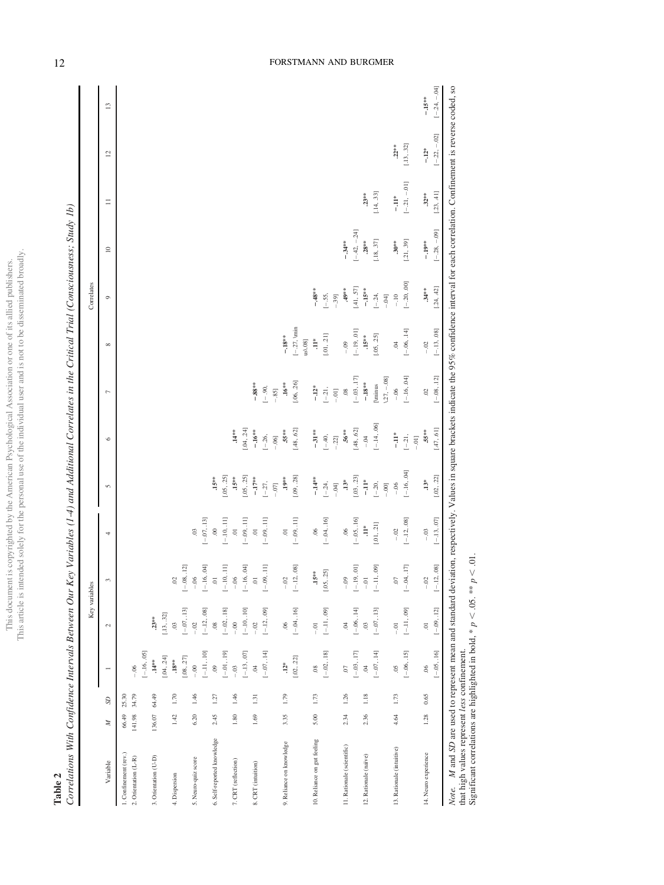**Table 2**

*Correlations With Confidence Intervals Between Our Key Variables (1–4) and Additional Correlates in the Critical Trial (Consciousness; Study 1b)*

| Variable | *M* | *SD* | Key variables 1 | 2 | 3 | 4 | Correlates 5 | 6 | 7 | 8 | 9 | 10 | 11 | 12 | 13 |
|---|---|---|---|---|---|---|---|---|---|---|---|---|---|---|---|
| 1. Confinement (rev.) | 66.49 | 25.30 | | | | | | | | | | | | | |
| 2. Orientation (L-R) | 141.98 | 34.79 | −.06 [−.16, .05] | | | | | | | | | | | | |
| 3. Orientation (U-D) | 136.07 | 64.49 | .14** [.04, .24] | .23** [.13, .32] | | | | | | | | | | | |
| 4. Dispersion | 1.42 | 1.70 | .18** [.08, .27] | .03 [−.07, .13] | .02 [−.08, .12] | | | | | | | | | | |
| 5. Neuro-quiz score | 6.20 | 1.46 | −.00 [−.11, .10] | −.02 [−.12, .08] | −.06 [−.16, .04] | .03 [−.07, .13] | | | | | | | | | |
| 6. Self-reported knowledge | 2.45 | 1.27 | .09 [−.01, .19] | .08 [−.02, .18] | .01 [−.10, .11] | .00 [−.10, .11] | .15** [.05, .25] | | | | | | | | |
| 7. CRT (reflection) | 1.80 | 1.46 | −.03 [−.13, .07] | −.00 [−.10, .10] | −.06 [−.16, .04] | .01 [−.09, .11] | .15** [.05, .25] | .14** [.04, .24] | | | | | | | |
| 8. CRT (intuition) | 1.69 | 1.31 | .04 [−.07, .14] | −.02 [−.12, .09] | .01 [−.09, .11] | .01 [−.09, .11] | −.17** [−.27, −.07] | −.16** [−.26, −.06] | −.88** [−.90, −.85] | | | | | | |
| 9. Reliance on knowledge | 3.35 | 1.79 | .12* [.02, .22] | .06 [−.04, .16] | −.02 [−.12, .08] | .01 [−.09, .11] | .19** [.09, .28] | .55** [.48, .62] | .16** [.06, .26] | −.18** [−.27, \minus\.08] | | | | | |
| 10. Reliance on gut feeling | 5.00 | 1.73 | .08 [−.02, .18] | −.01 [−.11, .09] | .15** [.05, .25] | .06 [−.04, .16] | −.14** [−.24, −.04] | −.31** [−.40, −.22] | −.12* [−.21, −.01] | .11* [.01, .21] | −.48** [−.55, −.39] | | | | |
| 11. Rationale (scientific) | 2.34 | 1.26 | .07 [−.03, .17] | .04 [−.06, .14] | −.09 [−.19, .01] | .06 [−.05, .16] | .13* [.03, .23] | .56** [.48, .62] | .08 [−.03, .17] | −.09 [−.19, .01] | .49** [.41, .57] | −.34** [−.42, −.24] | | | |
| 12. Rationale (naive) | 2.36 | 1.18 | .04 [−.07, .14] | .03 [−.07, .13] | −.01 [−.11, .09] | .11* [.01, .21] | −.11* [−.20, −.00] | −.04 [−.14, .06] | −.18** [\minus\.27, −.08] | .15** [.05, .25] | −.15** [−.24, −.04] | .28** [.18, .37] | .23** [.14, .33] | | |
| 13. Rationale (intuitive) | 4.64 | 1.73 | .05 [−.06, .15] | −.01 [−.11, .09] | .07 [−.04, .17] | −.02 [−.12, .08] | −.06 [−.16, .04] | −.11* [−.21, −.01] | −.06 [−.16, .04] | .04 [−.06, .14] | −.10 [−.20, .00] | .30** [.21, .39] | −.11* [−.21, −.01] | .22** [.13, .32] | |
| 14. Neuro experience | 1.28 | 0.65 | .06 [−.05, .16] | .01 [−.09, .12] | −.02 [−.12, .08] | −.03 [−.13, .07] | .13* [.02, .22] | .55** [.47, .61] | .02 [−.08, .12] | −.02 [−.13, .08] | .34** [.24, .42] | −.19** [−.28, −.09] | .32** [.23, .41] | −.12* [−.22, −.02] | −.15** [−.24, −.04] |

*Note.* *M* and *SD* are used to represent mean and standard deviation, respectively. Values in square brackets indicate the 95% confidence interval for each correlation. Confinement is reverse coded, so that high values represent *less* confinement.
Significant correlations are highlighted in bold, * $p < .05$. ** $p < .01$.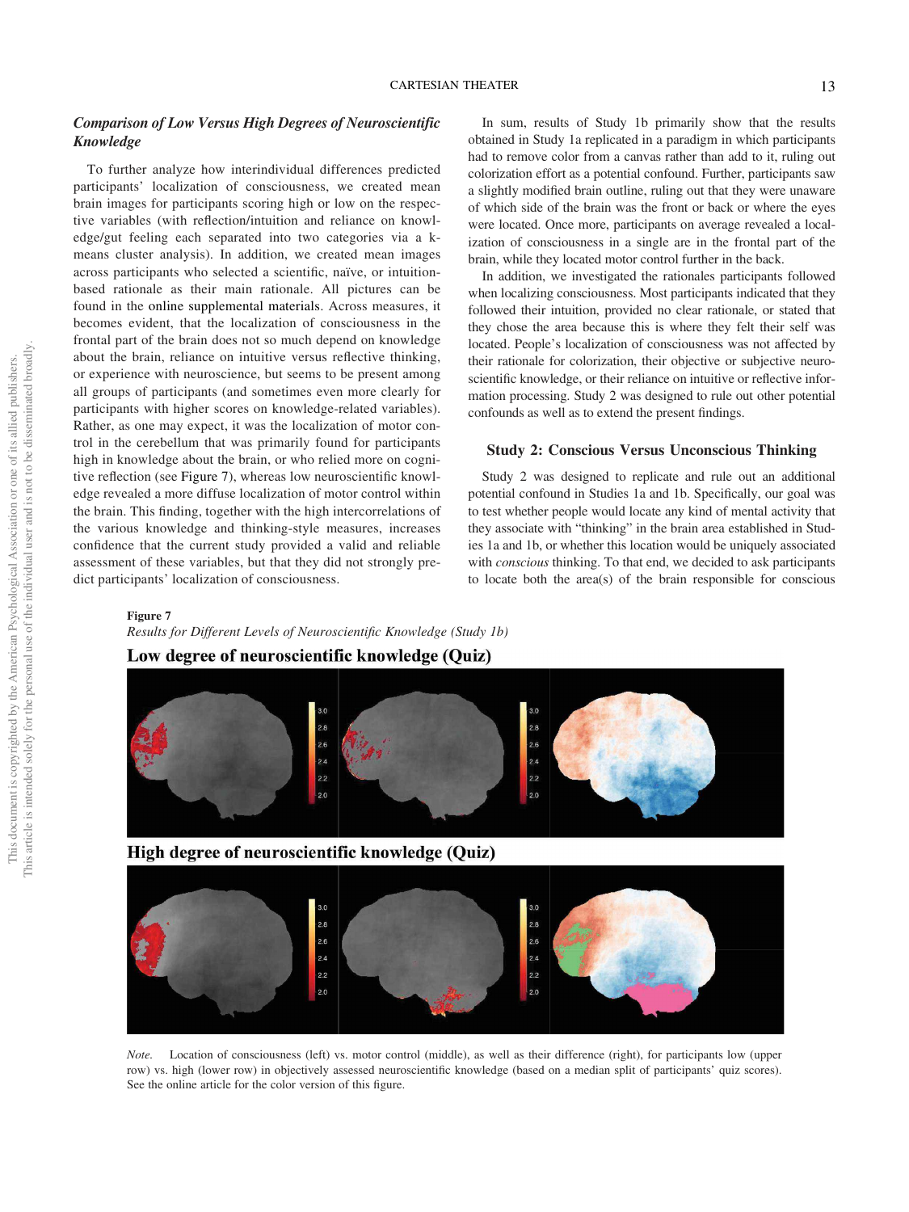### *Comparison of Low Versus High Degrees of Neuroscientific Knowledge*

To further analyze how interindividual differences predicted participants' localization of consciousness, we created mean brain images for participants scoring high or low on the respective variables (with reflection/intuition and reliance on knowledge/gut feeling each separated into two categories via a k-means cluster analysis). In addition, we created mean images across participants who selected a scientific, naïve, or intuition-based rationale as their main rationale. All pictures can be found in the online supplemental materials. Across measures, it becomes evident, that the localization of consciousness in the frontal part of the brain does not so much depend on knowledge about the brain, reliance on intuitive versus reflective thinking, or experience with neuroscience, but seems to be present among all groups of participants (and sometimes even more clearly for participants with higher scores on knowledge-related variables). Rather, as one may expect, it was the localization of motor control in the cerebellum that was primarily found for participants high in knowledge about the brain, or who relied more on cognitive reflection (see Figure 7), whereas low neuroscientific knowledge revealed a more diffuse localization of motor control within the brain. This finding, together with the high intercorrelations of the various knowledge and thinking-style measures, increases confidence that the current study provided a valid and reliable assessment of these variables, but that they did not strongly predict participants' localization of consciousness.

In sum, results of Study 1b primarily show that the results obtained in Study 1a replicated in a paradigm in which participants had to remove color from a canvas rather than add to it, ruling out colorization effort as a potential confound. Further, participants saw a slightly modified brain outline, ruling out that they were unaware of which side of the brain was the front or back or where the eyes were located. Once more, participants on average revealed a localization of consciousness in a single are in the frontal part of the brain, while they located motor control further in the back.

In addition, we investigated the rationales participants followed when localizing consciousness. Most participants indicated that they followed their intuition, provided no clear rationale, or stated that they chose the area because this is where they felt their self was located. People's localization of consciousness was not affected by their rationale for colorization, their objective or subjective neuroscientific knowledge, or their reliance on intuitive or reflective information processing. Study 2 was designed to rule out other potential confounds as well as to extend the present findings.

## Study 2: Conscious Versus Unconscious Thinking

Study 2 was designed to replicate and rule out an additional potential confound in Studies 1a and 1b. Specifically, our goal was to test whether people would locate any kind of mental activity that they associate with "thinking" in the brain area established in Studies 1a and 1b, or whether this location would be uniquely associated with *conscious* thinking. To that end, we decided to ask participants to locate both the area(s) of the brain responsible for conscious

**Figure 7**

*Results for Different Levels of Neuroscientific Knowledge (Study 1b)*

*Note.* Location of consciousness (left) vs. motor control (middle), as well as their difference (right), for participants low (upper row) vs. high (lower row) in objectively assessed neuroscientific knowledge (based on a median split of participants' quiz scores). See the online article for the color version of this figure.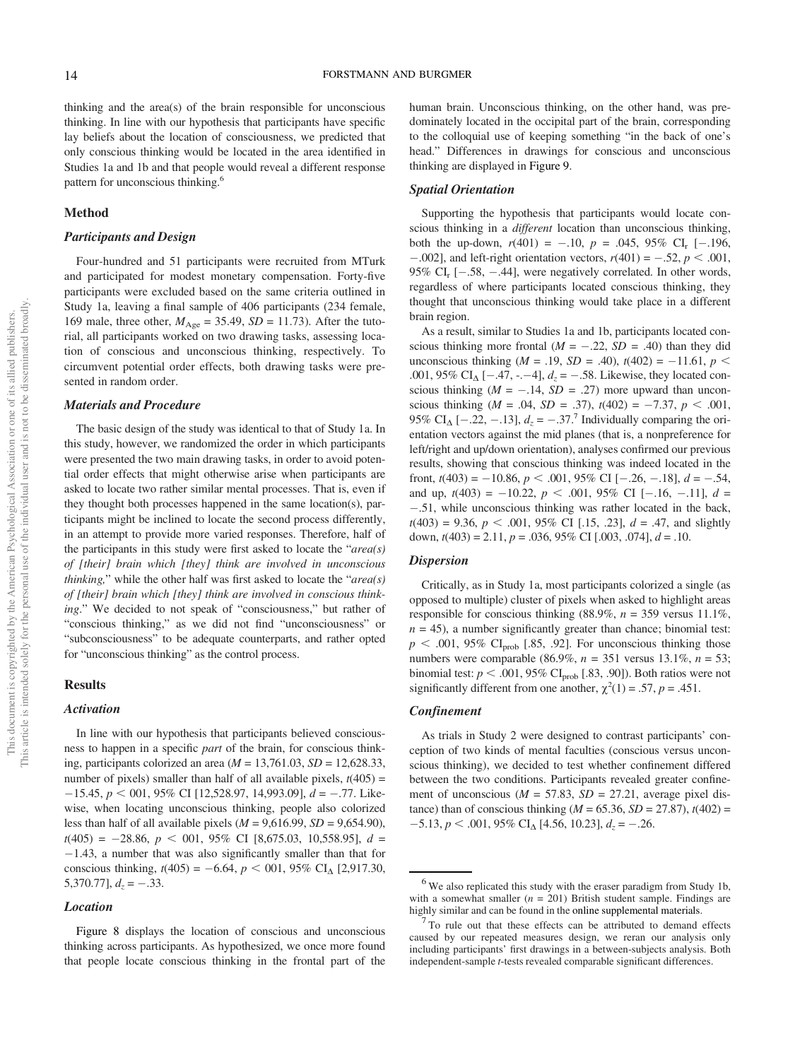thinking and the area(s) of the brain responsible for unconscious thinking. In line with our hypothesis that participants have specific lay beliefs about the location of consciousness, we predicted that only conscious thinking would be located in the area identified in Studies 1a and 1b and that people would reveal a different response pattern for unconscious thinking.[6]

## Method

### Participants and Design

Four-hundred and 51 participants were recruited from MTurk and participated for modest monetary compensation. Forty-five participants were excluded based on the same criteria outlined in Study 1a, leaving a final sample of 406 participants (234 female, 169 male, three other, $M_{Age}$ = 35.49, $SD$ = 11.73). After the tutorial, all participants worked on two drawing tasks, assessing location of conscious and unconscious thinking, respectively. To circumvent potential order effects, both drawing tasks were presented in random order.

### Materials and Procedure

The basic design of the study was identical to that of Study 1a. In this study, however, we randomized the order in which participants were presented the two main drawing tasks, in order to avoid potential order effects that might otherwise arise when participants are asked to locate two rather similar mental processes. That is, even if they thought both processes happened in the same location(s), participants might be inclined to locate the second process differently, in an attempt to provide more varied responses. Therefore, half of the participants in this study were first asked to locate the "*area(s) of [their] brain which [they] think are involved in unconscious thinking,*" while the other half was first asked to locate the "*area(s) of [their] brain which [they] think are involved in conscious thinking*." We decided to not speak of "consciousness," but rather of "conscious thinking," as we did not find "unconsciousness" or "subconsciousness" to be adequate counterparts, and rather opted for "unconscious thinking" as the control process.

## Results

### Activation

In line with our hypothesis that participants believed consciousness to happen in a specific *part* of the brain, for conscious thinking, participants colorized an area ($M$ = 13,761.03, $SD$ = 12,628.33, number of pixels) smaller than half of all available pixels, $t(405)$ = −15.45, $p <$ 001, 95% CI [12,528.97, 14,993.09], $d$ = −.77. Likewise, when locating unconscious thinking, people also colorized less than half of all available pixels ($M$ = 9,616.99, $SD$ = 9,654.90), $t(405)$ = −28.86, $p <$ 001, 95% CI [8,675.03, 10,558.95], $d$ = −1.43, a number that was also significantly smaller than that for conscious thinking, $t(405)$ = −6.64, $p <$ 001, 95% $CI_{\Delta}$ [2,917.30, 5,370.77], $d_z$ = −.33.

### Location

Figure 8 displays the location of conscious and unconscious thinking across participants. As hypothesized, we once more found that people locate conscious thinking in the frontal part of the human brain. Unconscious thinking, on the other hand, was predominately located in the occipital part of the brain, corresponding to the colloquial use of keeping something "in the back of one's head." Differences in drawings for conscious and unconscious thinking are displayed in Figure 9.

### Spatial Orientation

Supporting the hypothesis that participants would locate conscious thinking in a *different* location than unconscious thinking, both the up-down, $r(401)$ = −.10, $p$ = .045, 95% $CI_r$ [−.196, −.002], and left-right orientation vectors, $r(401)$ = −.52, $p <$ .001, 95% $CI_r$ [−.58, −.44], were negatively correlated. In other words, regardless of where participants located conscious thinking, they thought that unconscious thinking would take place in a different brain region.

As a result, similar to Studies 1a and 1b, participants located conscious thinking more frontal ($M$ = −.22, $SD$ = .40) than they did unconscious thinking ($M$ = .19, $SD$ = .40), $t(402)$ = −11.61, $p <$ .001, 95% $CI_{\Delta}$ [−.47, -.−4], $d_z$ = −.58. Likewise, they located conscious thinking ($M$ = −.14, $SD$ = .27) more upward than unconscious thinking ($M$ = .04, $SD$ = .37), $t(402)$ = −7.37, $p <$ .001, 95% $CI_{\Delta}$ [−.22, −.13], $d_z$ = −.37.[7] Individually comparing the orientation vectors against the mid planes (that is, a nonpreference for left/right and up/down orientation), analyses confirmed our previous results, showing that conscious thinking was indeed located in the front, $t(403)$ = −10.86, $p <$ .001, 95% CI [−.26, −.18], $d$ = −.54, and up, $t(403)$ = −10.22, $p <$ .001, 95% CI [−.16, −.11], $d$ = −.51, while unconscious thinking was rather located in the back, $t(403)$ = 9.36, $p <$ .001, 95% CI [.15, .23], $d$ = .47, and slightly down, $t(403)$ = 2.11, $p$ = .036, 95% CI [.003, .074], $d$ = .10.

### Dispersion

Critically, as in Study 1a, most participants colorized a single (as opposed to multiple) cluster of pixels when asked to highlight areas responsible for conscious thinking (88.9%, $n$ = 359 versus 11.1%, $n$ = 45), a number significantly greater than chance; binomial test: $p <$ .001, 95% $CI_{prob}$ [.85, .92]. For unconscious thinking those numbers were comparable (86.9%, $n$ = 351 versus 13.1%, $n$ = 53; binomial test: $p <$ .001, 95% $CI_{prob}$ [.83, .90]). Both ratios were not significantly different from one another, $\chi^2(1)$ = .57, $p$ = .451.

### Confinement

As trials in Study 2 were designed to contrast participants' conception of two kinds of mental faculties (conscious versus unconscious thinking), we decided to test whether confinement differed between the two conditions. Participants revealed greater confinement of unconscious ($M$ = 57.83, $SD$ = 27.21, average pixel distance) than of conscious thinking ($M$ = 65.36, $SD$ = 27.87), $t(402)$ = −5.13, $p <$ .001, 95% $CI_{\Delta}$ [4.56, 10.23], $d_z$ = −.26.

---

[6] We also replicated this study with the eraser paradigm from Study 1b, with a somewhat smaller ($n$ = 201) British student sample. Findings are highly similar and can be found in the online supplemental materials.

[7] To rule out that these effects can be attributed to demand effects caused by our repeated measures design, we reran our analysis only including participants' first drawings in a between-subjects analysis. Both independent-sample $t$-tests revealed comparable significant differences.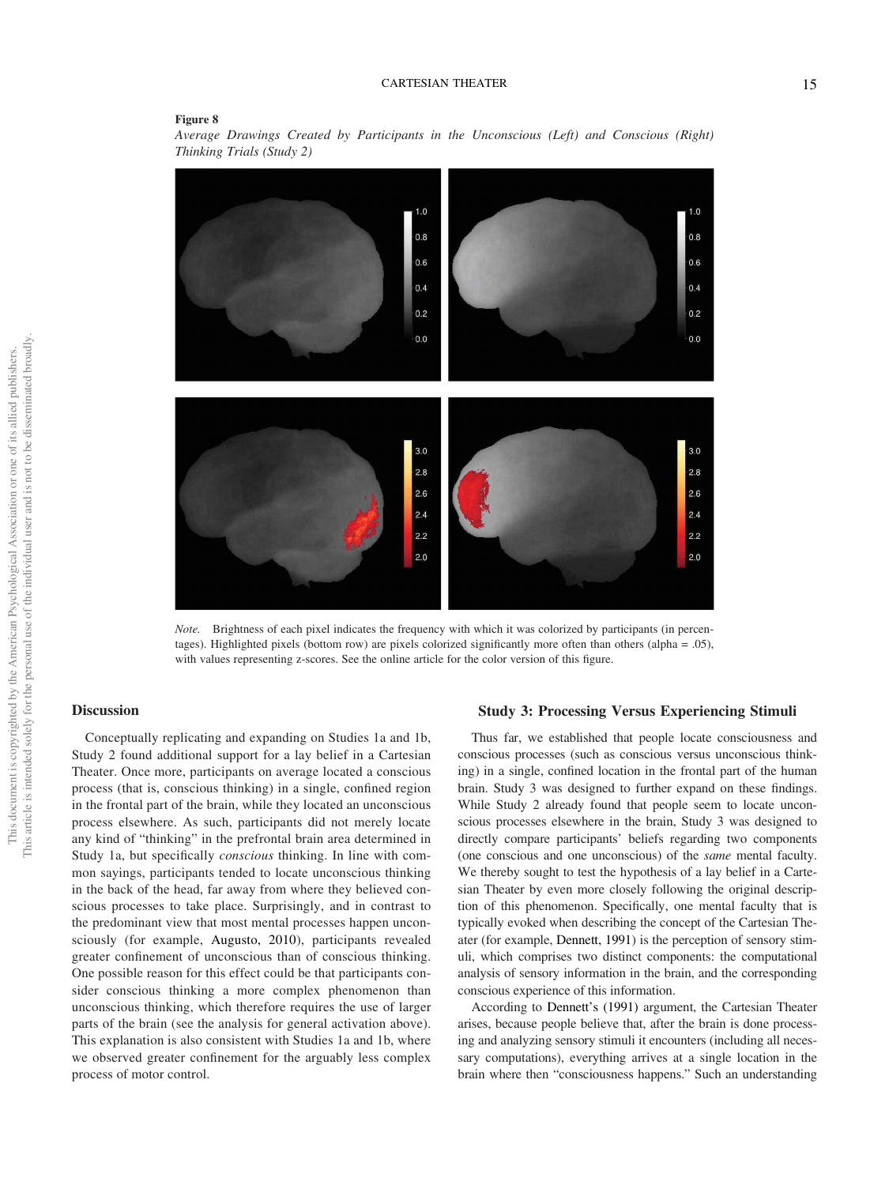**Figure 8**

*Average Drawings Created by Participants in the Unconscious (Left) and Conscious (Right) Thinking Trials (Study 2)*

*Note.* Brightness of each pixel indicates the frequency with which it was colorized by participants (in percentages). Highlighted pixels (bottom row) are pixels colorized significantly more often than others (alpha = .05), with values representing z-scores. See the online article for the color version of this figure.

## Discussion

Conceptually replicating and expanding on Studies 1a and 1b, Study 2 found additional support for a lay belief in a Cartesian Theater. Once more, participants on average located a conscious process (that is, conscious thinking) in a single, confined region in the frontal part of the brain, while they located an unconscious process elsewhere. As such, participants did not merely locate any kind of "thinking" in the prefrontal brain area determined in Study 1a, but specifically *conscious* thinking. In line with common sayings, participants tended to locate unconscious thinking in the back of the head, far away from where they believed conscious processes to take place. Surprisingly, and in contrast to the predominant view that most mental processes happen unconsciously (for example, Augusto, 2010), participants revealed greater confinement of unconscious than of conscious thinking. One possible reason for this effect could be that participants consider conscious thinking a more complex phenomenon than unconscious thinking, which therefore requires the use of larger parts of the brain (see the analysis for general activation above). This explanation is also consistent with Studies 1a and 1b, where we observed greater confinement for the arguably less complex process of motor control.

## Study 3: Processing Versus Experiencing Stimuli

Thus far, we established that people locate consciousness and conscious processes (such as conscious versus unconscious thinking) in a single, confined location in the frontal part of the human brain. Study 3 was designed to further expand on these findings. While Study 2 already found that people seem to locate unconscious processes elsewhere in the brain, Study 3 was designed to directly compare participants' beliefs regarding two components (one conscious and one unconscious) of the *same* mental faculty. We thereby sought to test the hypothesis of a lay belief in a Cartesian Theater by even more closely following the original description of this phenomenon. Specifically, one mental faculty that is typically evoked when describing the concept of the Cartesian Theater (for example, Dennett, 1991) is the perception of sensory stimuli, which comprises two distinct components: the computational analysis of sensory information in the brain, and the corresponding conscious experience of this information.

According to Dennett's (1991) argument, the Cartesian Theater arises, because people believe that, after the brain is done processing and analyzing sensory stimuli it encounters (including all necessary computations), everything arrives at a single location in the brain where then "consciousness happens." Such an understanding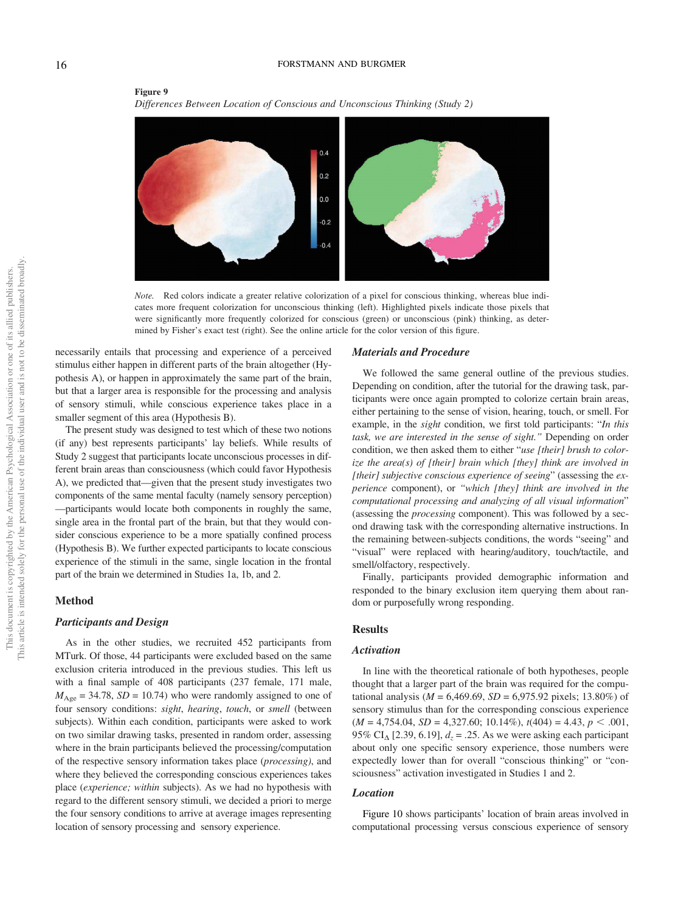**Figure 9**

*Differences Between Location of Conscious and Unconscious Thinking (Study 2)*

*Note.* Red colors indicate a greater relative colorization of a pixel for conscious thinking, whereas blue indicates more frequent colorization for unconscious thinking (left). Highlighted pixels indicate those pixels that were significantly more frequently colorized for conscious (green) or unconscious (pink) thinking, as determined by Fisher's exact test (right). See the online article for the color version of this figure.

necessarily entails that processing and experience of a perceived stimulus either happen in different parts of the brain altogether (Hypothesis A), or happen in approximately the same part of the brain, but that a larger area is responsible for the processing and analysis of sensory stimuli, while conscious experience takes place in a smaller segment of this area (Hypothesis B).

The present study was designed to test which of these two notions (if any) best represents participants' lay beliefs. While results of Study 2 suggest that participants locate unconscious processes in different brain areas than consciousness (which could favor Hypothesis A), we predicted that—given that the present study investigates two components of the same mental faculty (namely sensory perception)—participants would locate both components in roughly the same, single area in the frontal part of the brain, but that they would consider conscious experience to be a more spatially confined process (Hypothesis B). We further expected participants to locate conscious experience of the stimuli in the same, single location in the frontal part of the brain we determined in Studies 1a, 1b, and 2.

## Method

### Participants and Design

As in the other studies, we recruited 452 participants from MTurk. Of those, 44 participants were excluded based on the same exclusion criteria introduced in the previous studies. This left us with a final sample of 408 participants (237 female, 171 male, $M_{\text{Age}} = 34.78$, $SD = 10.74$) who were randomly assigned to one of four sensory conditions: *sight*, *hearing*, *touch*, or *smell* (between subjects). Within each condition, participants were asked to work on two similar drawing tasks, presented in random order, assessing where in the brain participants believed the processing/computation of the respective sensory information takes place (*processing*), and where they believed the corresponding conscious experiences takes place (*experience; within* subjects). As we had no hypothesis with regard to the different sensory stimuli, we decided a priori to merge the four sensory conditions to arrive at average images representing location of sensory processing and sensory experience.

### Materials and Procedure

We followed the same general outline of the previous studies. Depending on condition, after the tutorial for the drawing task, participants were once again prompted to colorize certain brain areas, either pertaining to the sense of vision, hearing, touch, or smell. For example, in the *sight* condition, we first told participants: "*In this task, we are interested in the sense of sight.*" Depending on order condition, we then asked them to either "*use [their] brush to colorize the area(s) of [their] brain which [they] think are involved in [their] subjective conscious experience of seeing*" (assessing the *experience* component), or *"which [they] think are involved in the computational processing and analyzing of all visual information*" (assessing the *processing* component). This was followed by a second drawing task with the corresponding alternative instructions. In the remaining between-subjects conditions, the words "seeing" and "visual" were replaced with hearing/auditory, touch/tactile, and smell/olfactory, respectively.

Finally, participants provided demographic information and responded to the binary exclusion item querying them about random or purposefully wrong responding.

## Results

### Activation

In line with the theoretical rationale of both hypotheses, people thought that a larger part of the brain was required for the computational analysis ($M = 6{,}469.69$, $SD = 6{,}975.92$ pixels; 13.80%) of sensory stimulus than for the corresponding conscious experience ($M = 4{,}754.04$, $SD = 4{,}327.60$; 10.14%), $t(404) = 4.43$, $p < .001$, 95% $\text{CI}_{\Delta}$ [2.39, 6.19], $d_z = .25$. As we were asking each participant about only one specific sensory experience, those numbers were expectedly lower than for overall "conscious thinking" or "consciousness" activation investigated in Studies 1 and 2.

### Location

Figure 10 shows participants' location of brain areas involved in computational processing versus conscious experience of sensory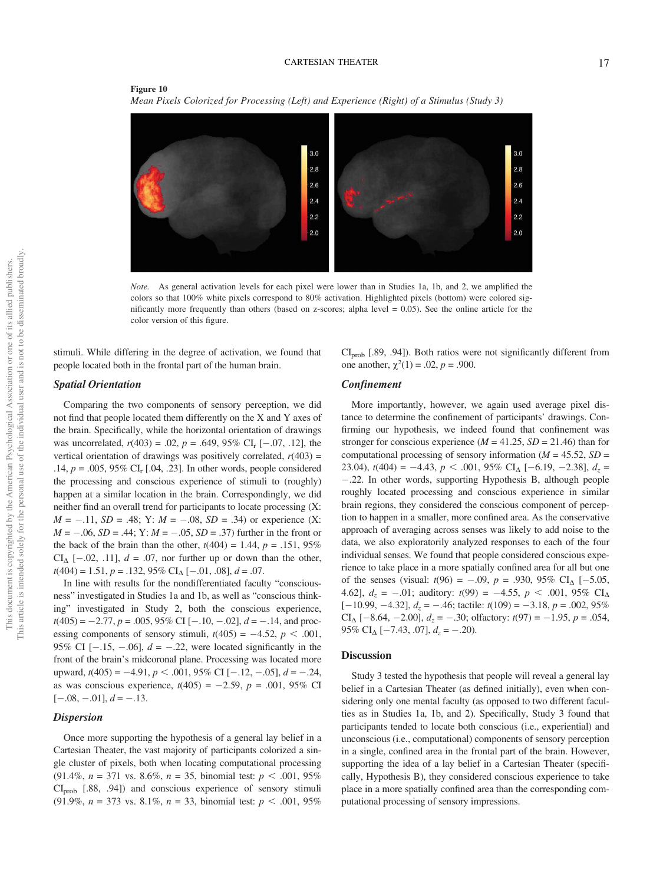**Figure 10**

*Mean Pixels Colorized for Processing (Left) and Experience (Right) of a Stimulus (Study 3)*

*Note.* As general activation levels for each pixel were lower than in Studies 1a, 1b, and 2, we amplified the colors so that 100% white pixels correspond to 80% activation. Highlighted pixels (bottom) were colored significantly more frequently than others (based on z-scores; alpha level = 0.05). See the online article for the color version of this figure.

stimuli. While differing in the degree of activation, we found that people located both in the frontal part of the human brain.

### Spatial Orientation

Comparing the two components of sensory perception, we did not find that people located them differently on the X and Y axes of the brain. Specifically, while the horizontal orientation of drawings was uncorrelated, $r(403) = .02$, $p = .649$, 95% $CI_r$ [−.07, .12], the vertical orientation of drawings was positively correlated, $r(403) = .14$, $p = .005$, 95% $CI_r$ [.04, .23]. In other words, people considered the processing and conscious experience of stimuli to (roughly) happen at a similar location in the brain. Correspondingly, we did neither find an overall trend for participants to locate processing (X: $M = -.11$, $SD = .48$; Y: $M = -.08$, $SD = .34$) or experience (X: $M = -.06$, $SD = .44$; Y: $M = -.05$, $SD = .37$) further in the front or the back of the brain than the other, $t(404) = 1.44$, $p = .151$, 95% $CI_\Delta$ [−.02, .11], $d = .07$, nor further up or down than the other, $t(404) = 1.51$, $p = .132$, 95% $CI_\Delta$ [−.01, .08], $d = .07$.

In line with results for the nondifferentiated faculty "consciousness" investigated in Studies 1a and 1b, as well as "conscious thinking" investigated in Study 2, both the conscious experience, $t(405) = -2.77$, $p = .005$, 95% CI [−.10, −.02], $d = -.14$, and processing components of sensory stimuli, $t(405) = -4.52$, $p < .001$, 95% CI [−.15, −.06], $d = -.22$, were located significantly in the front of the brain's midcoronal plane. Processing was located more upward, $t(405) = -4.91$, $p < .001$, 95% CI [−.12, −.05], $d = -.24$, as was conscious experience, $t(405) = -2.59$, $p = .001$, 95% CI [−.08, −.01], $d = -.13$.

### Dispersion

Once more supporting the hypothesis of a general lay belief in a Cartesian Theater, the vast majority of participants colorized a single cluster of pixels, both when locating computational processing (91.4%, $n = 371$ vs. 8.6%, $n = 35$, binomial test: $p < .001$, 95% $CI_{prob}$ [.88, .94]) and conscious experience of sensory stimuli (91.9%, $n = 373$ vs. 8.1%, $n = 33$, binomial test: $p < .001$, 95% $CI_{prob}$ [.89, .94]). Both ratios were not significantly different from one another, $\chi^2(1) = .02$, $p = .900$.

### Confinement

More importantly, however, we again used average pixel distance to determine the confinement of participants' drawings. Confirming our hypothesis, we indeed found that confinement was stronger for conscious experience ($M = 41.25$, $SD = 21.46$) than for computational processing of sensory information ($M = 45.52$, $SD = 23.04$), $t(404) = -4.43$, $p < .001$, 95% $CI_\Delta$ [−6.19, −2.38], $d_z = -.22$. In other words, supporting Hypothesis B, although people roughly located processing and conscious experience in similar brain regions, they considered the conscious component of perception to happen in a smaller, more confined area. As the conservative approach of averaging across senses was likely to add noise to the data, we also exploratorily analyzed responses to each of the four individual senses. We found that people considered conscious experience to take place in a more spatially confined area for all but one of the senses (visual: $t(96) = -.09$, $p = .930$, 95% $CI_\Delta$ [−5.05, 4.62], $d_z = -.01$; auditory: $t(99) = -4.55$, $p < .001$, 95% $CI_\Delta$ [−10.99, −4.32], $d_z = -.46$; tactile: $t(109) = -3.18$, $p = .002$, 95% $CI_\Delta$ [−8.64, −2.00], $d_z = -.30$; olfactory: $t(97) = -1.95$, $p = .054$, 95% $CI_\Delta$ [−7.43, .07], $d_z = -.20$).

## Discussion

Study 3 tested the hypothesis that people will reveal a general lay belief in a Cartesian Theater (as defined initially), even when considering only one mental faculty (as opposed to two different faculties as in Studies 1a, 1b, and 2). Specifically, Study 3 found that participants tended to locate both conscious (i.e., experiential) and unconscious (i.e., computational) components of sensory perception in a single, confined area in the frontal part of the brain. However, supporting the idea of a lay belief in a Cartesian Theater (specifically, Hypothesis B), they considered conscious experience to take place in a more spatially confined area than the corresponding computational processing of sensory impressions.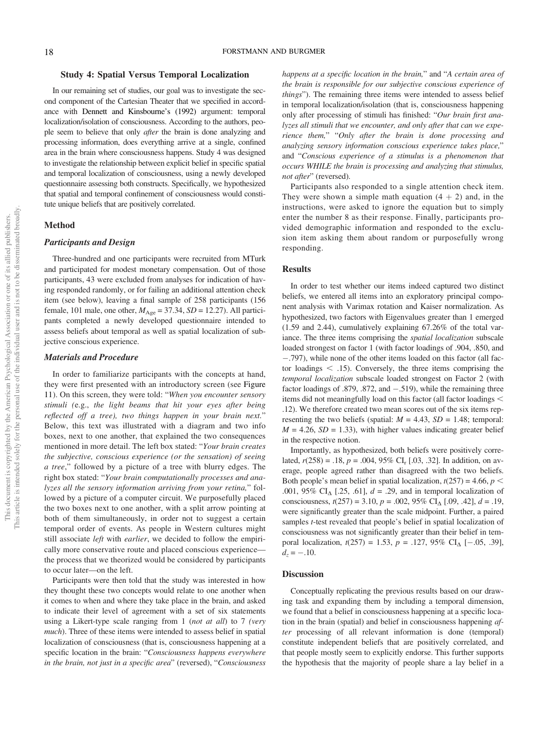## Study 4: Spatial Versus Temporal Localization

In our remaining set of studies, our goal was to investigate the second component of the Cartesian Theater that we specified in accordance with Dennett and Kinsbourne's (1992) argument: temporal localization/isolation of consciousness. According to the authors, people seem to believe that only *after* the brain is done analyzing and processing information, does everything arrive at a single, confined area in the brain where consciousness happens. Study 4 was designed to investigate the relationship between explicit belief in specific spatial and temporal localization of consciousness, using a newly developed questionnaire assessing both constructs. Specifically, we hypothesized that spatial and temporal confinement of consciousness would constitute unique beliefs that are positively correlated.

### Method

#### Participants and Design

Three-hundred and one participants were recruited from MTurk and participated for modest monetary compensation. Out of those participants, 43 were excluded from analyses for indication of having responded randomly, or for failing an additional attention check item (see below), leaving a final sample of 258 participants (156 female, 101 male, one other, $M_{Age} = 37.34$, $SD = 12.27$). All participants completed a newly developed questionnaire intended to assess beliefs about temporal as well as spatial localization of subjective conscious experience.

#### Materials and Procedure

In order to familiarize participants with the concepts at hand, they were first presented with an introductory screen (see Figure 11). On this screen, they were told: "*When you encounter sensory stimuli (*e.g., *the light beams that hit your eyes after being reflected off a tree), two things happen in your brain next.*" Below, this text was illustrated with a diagram and two info boxes, next to one another, that explained the two consequences mentioned in more detail. The left box stated: "*Your brain creates the subjective, conscious experience (or the sensation) of seeing a tree*," followed by a picture of a tree with blurry edges. The right box stated: "*Your brain computationally processes and analyzes all the sensory information arriving from your retina,*" followed by a picture of a computer circuit. We purposefully placed the two boxes next to one another, with a split arrow pointing at both of them simultaneously, in order not to suggest a certain temporal order of events. As people in Western cultures might still associate *left* with *earlier*, we decided to follow the empirically more conservative route and placed conscious experience—the process that we theorized would be considered by participants to occur later—on the left.

Participants were then told that the study was interested in how they thought these two concepts would relate to one another when it comes to when and where they take place in the brain, and asked to indicate their level of agreement with a set of six statements using a Likert-type scale ranging from 1 (*not at all*) to 7 *(very much*). Three of these items were intended to assess belief in spatial localization of consciousness (that is, consciousness happening at a specific location in the brain: "*Consciousness happens everywhere in the brain, not just in a specific area*" (reversed), "*Consciousness happens at a specific location in the brain,*" and "*A certain area of the brain is responsible for our subjective conscious experience of things*"). The remaining three items were intended to assess belief in temporal localization/isolation (that is, consciousness happening only after processing of stimuli has finished: "*Our brain first analyzes all stimuli that we encounter, and only after that can we experience them,*" "*Only after the brain is done processing and analyzing sensory information conscious experience takes place,*" and "*Conscious experience of a stimulus is a phenomenon that occurs WHILE the brain is processing and analyzing that stimulus, not after*" (reversed).

Participants also responded to a single attention check item. They were shown a simple math equation $(4 + 2)$ and, in the instructions, were asked to ignore the equation but to simply enter the number 8 as their response. Finally, participants provided demographic information and responded to the exclusion item asking them about random or purposefully wrong responding.

### Results

In order to test whether our items indeed captured two distinct beliefs, we entered all items into an exploratory principal component analysis with Varimax rotation and Kaiser normalization. As hypothesized, two factors with Eigenvalues greater than 1 emerged (1.59 and 2.44), cumulatively explaining 67.26% of the total variance. The three items comprising the *spatial localization* subscale loaded strongest on factor 1 (with factor loadings of .904, .850, and −.797), while none of the other items loaded on this factor (all factor loadings $<$ .15). Conversely, the three items comprising the *temporal localization* subscale loaded strongest on Factor 2 (with factor loadings of .879, .872, and −.519), while the remaining three items did not meaningfully load on this factor (all factor loadings $<$ .12). We therefore created two mean scores out of the six items representing the two beliefs (spatial: $M = 4.43$, $SD = 1.48$; temporal: $M = 4.26$, $SD = 1.33$), with higher values indicating greater belief in the respective notion.

Importantly, as hypothesized, both beliefs were positively correlated, $r(258) = .18$, $p = .004$, 95% $CI_r$ [.03, .32]. In addition, on average, people agreed rather than disagreed with the two beliefs. Both people's mean belief in spatial localization, $t(257) = 4.66$, $p <$ .001, 95% $CI_\Delta$ [.25, .61], $d = .29$, and in temporal localization of consciousness, $t(257) = 3.10$, $p = .002$, 95% $CI_\Delta$ [.09, .42], $d = .19$, were significantly greater than the scale midpoint. Further, a paired samples *t*-test revealed that people's belief in spatial localization of consciousness was not significantly greater than their belief in temporal localization, $t(257) = 1.53$, $p = .127$, 95% $CI_\Delta$ [−.05, .39], $d_z = -.10$.

### Discussion

Conceptually replicating the previous results based on our drawing task and expanding them by including a temporal dimension, we found that a belief in consciousness happening at a specific location in the brain (spatial) and belief in consciousness happening *after* processing of all relevant information is done (temporal) constitute independent beliefs that are positively correlated, and that people mostly seem to explicitly endorse. This further supports the hypothesis that the majority of people share a lay belief in a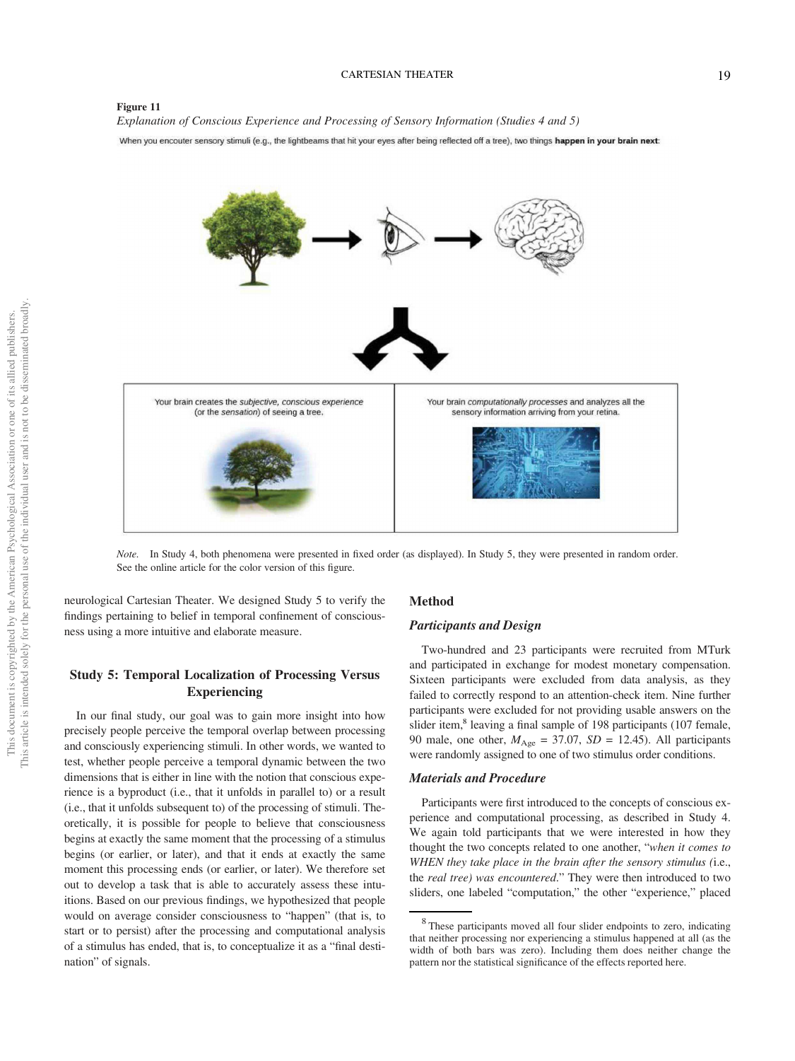**Figure 11**

*Explanation of Conscious Experience and Processing of Sensory Information (Studies 4 and 5)*

When you encouter sensory stimuli (e.g., the lightbeams that hit your eyes after being reflected off a tree), two things **happen in your brain next**:

Your brain creates the *subjective, conscious experience* (or the *sensation*) of seeing a tree.

Your brain *computationally processes* and analyzes all the sensory information arriving from your retina.

*Note.* In Study 4, both phenomena were presented in fixed order (as displayed). In Study 5, they were presented in random order. See the online article for the color version of this figure.

neurological Cartesian Theater. We designed Study 5 to verify the findings pertaining to belief in temporal confinement of consciousness using a more intuitive and elaborate measure.

## Study 5: Temporal Localization of Processing Versus Experiencing

In our final study, our goal was to gain more insight into how precisely people perceive the temporal overlap between processing and consciously experiencing stimuli. In other words, we wanted to test, whether people perceive a temporal dynamic between the two dimensions that is either in line with the notion that conscious experience is a byproduct (i.e., that it unfolds in parallel to) or a result (i.e., that it unfolds subsequent to) of the processing of stimuli. Theoretically, it is possible for people to believe that consciousness begins at exactly the same moment that the processing of a stimulus begins (or earlier, or later), and that it ends at exactly the same moment this processing ends (or earlier, or later). We therefore set out to develop a task that is able to accurately assess these intuitions. Based on our previous findings, we hypothesized that people would on average consider consciousness to "happen" (that is, to start or to persist) after the processing and computational analysis of a stimulus has ended, that is, to conceptualize it as a "final destination" of signals.

### Method

#### Participants and Design

Two-hundred and 23 participants were recruited from MTurk and participated in exchange for modest monetary compensation. Sixteen participants were excluded from data analysis, as they failed to correctly respond to an attention-check item. Nine further participants were excluded for not providing usable answers on the slider item,[8] leaving a final sample of 198 participants (107 female, 90 male, one other, $M_{\text{Age}} = 37.07$, $SD = 12.45$). All participants were randomly assigned to one of two stimulus order conditions.

#### Materials and Procedure

Participants were first introduced to the concepts of conscious experience and computational processing, as described in Study 4. We again told participants that we were interested in how they thought the two concepts related to one another, "*when it comes to WHEN they take place in the brain after the sensory stimulus (*i.e., the *real tree) was encountered*." They were then introduced to two sliders, one labeled "computation," the other "experience," placed

[8] These participants moved all four slider endpoints to zero, indicating that neither processing nor experiencing a stimulus happened at all (as the width of both bars was zero). Including them does neither change the pattern nor the statistical significance of the effects reported here.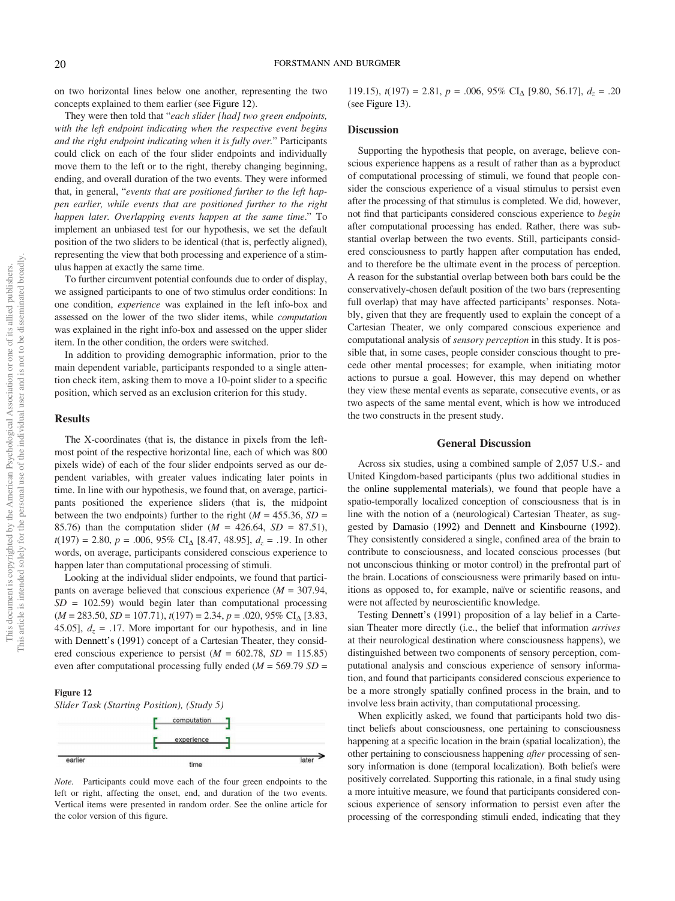on two horizontal lines below one another, representing the two concepts explained to them earlier (see Figure 12).

They were then told that "*each slider [had] two green endpoints, with the left endpoint indicating when the respective event begins and the right endpoint indicating when it is fully over.*" Participants could click on each of the four slider endpoints and individually move them to the left or to the right, thereby changing beginning, ending, and overall duration of the two events. They were informed that, in general, "*events that are positioned further to the left happen earlier, while events that are positioned further to the right happen later. Overlapping events happen at the same time.*" To implement an unbiased test for our hypothesis, we set the default position of the two sliders to be identical (that is, perfectly aligned), representing the view that both processing and experience of a stimulus happen at exactly the same time.

To further circumvent potential confounds due to order of display, we assigned participants to one of two stimulus order conditions: In one condition, *experience* was explained in the left info-box and assessed on the lower of the two slider items, while *computation* was explained in the right info-box and assessed on the upper slider item. In the other condition, the orders were switched.

In addition to providing demographic information, prior to the main dependent variable, participants responded to a single attention check item, asking them to move a 10-point slider to a specific position, which served as an exclusion criterion for this study.

## Results

The X-coordinates (that is, the distance in pixels from the leftmost point of the respective horizontal line, each of which was 800 pixels wide) of each of the four slider endpoints served as our dependent variables, with greater values indicating later points in time. In line with our hypothesis, we found that, on average, participants positioned the experience sliders (that is, the midpoint between the two endpoints) further to the right ($M$ = 455.36, $SD$ = 85.76) than the computation slider ($M$ = 426.64, $SD$ = 87.51), $t(197)$ = 2.80, $p$ = .006, 95% CI$_{\Delta}$ [8.47, 48.95], $d_z$ = .19. In other words, on average, participants considered conscious experience to happen later than computational processing of stimuli.

Looking at the individual slider endpoints, we found that participants on average believed that conscious experience ($M$ = 307.94, $SD$ = 102.59) would begin later than computational processing ($M$ = 283.50, $SD$ = 107.71), $t(197)$ = 2.34, $p$ = .020, 95% CI$_{\Delta}$ [3.83, 45.05], $d_z$ = .17. More important for our hypothesis, and in line with Dennett's (1991) concept of a Cartesian Theater, they considered conscious experience to persist ($M$ = 602.78, $SD$ = 115.85) even after computational processing fully ended ($M$ = 569.79 $SD$ = 119.15), $t(197)$ = 2.81, $p$ = .006, 95% CI$_{\Delta}$ [9.80, 56.17], $d_z$ = .20 (see Figure 13).

**Figure 12**

*Slider Task (Starting Position), (Study 5)*

*Note.* Participants could move each of the four green endpoints to the left or right, affecting the onset, end, and duration of the two events. Vertical items were presented in random order. See the online article for the color version of this figure.

## Discussion

Supporting the hypothesis that people, on average, believe conscious experience happens as a result of rather than as a byproduct of computational processing of stimuli, we found that people consider the conscious experience of a visual stimulus to persist even after the processing of that stimulus is completed. We did, however, not find that participants considered conscious experience to *begin* after computational processing has ended. Rather, there was substantial overlap between the two events. Still, participants considered consciousness to partly happen after computation has ended, and to therefore be the ultimate event in the process of perception. A reason for the substantial overlap between both bars could be the conservatively-chosen default position of the two bars (representing full overlap) that may have affected participants' responses. Notably, given that they are frequently used to explain the concept of a Cartesian Theater, we only compared conscious experience and computational analysis of *sensory perception* in this study. It is possible that, in some cases, people consider conscious thought to precede other mental processes; for example, when initiating motor actions to pursue a goal. However, this may depend on whether they view these mental events as separate, consecutive events, or as two aspects of the same mental event, which is how we introduced the two constructs in the present study.

# General Discussion

Across six studies, using a combined sample of 2,057 U.S.- and United Kingdom-based participants (plus two additional studies in the online supplemental materials), we found that people have a spatio-temporally localized conception of consciousness that is in line with the notion of a (neurological) Cartesian Theater, as suggested by Damasio (1992) and Dennett and Kinsbourne (1992). They consistently considered a single, confined area of the brain to contribute to consciousness, and located conscious processes (but not unconscious thinking or motor control) in the prefrontal part of the brain. Locations of consciousness were primarily based on intuitions as opposed to, for example, naïve or scientific reasons, and were not affected by neuroscientific knowledge.

Testing Dennett's (1991) proposition of a lay belief in a Cartesian Theater more directly (i.e., the belief that information *arrives* at their neurological destination where consciousness happens), we distinguished between two components of sensory perception, computational analysis and conscious experience of sensory information, and found that participants considered conscious experience to be a more strongly spatially confined process in the brain, and to involve less brain activity, than computational processing.

When explicitly asked, we found that participants hold two distinct beliefs about consciousness, one pertaining to consciousness happening at a specific location in the brain (spatial localization), the other pertaining to consciousness happening *after* processing of sensory information is done (temporal localization). Both beliefs were positively correlated. Supporting this rationale, in a final study using a more intuitive measure, we found that participants considered conscious experience of sensory information to persist even after the processing of the corresponding stimuli ended, indicating that they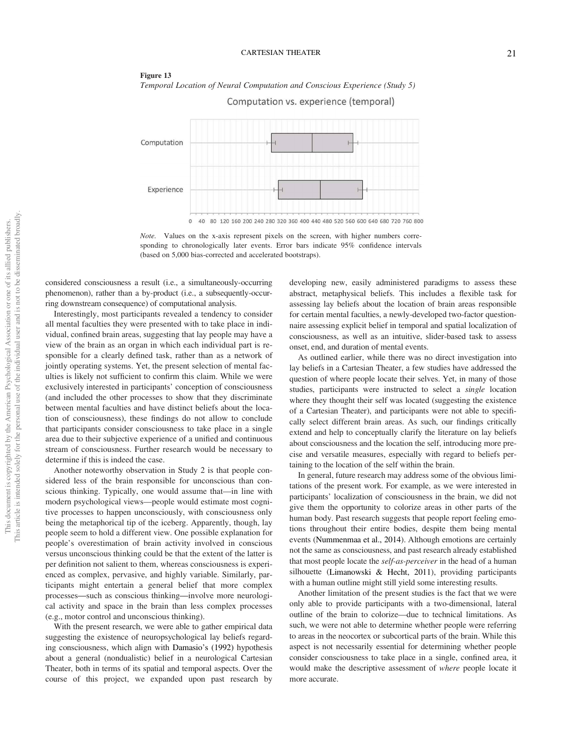**Figure 13**

*Temporal Location of Neural Computation and Conscious Experience (Study 5)*

*Note.* Values on the x-axis represent pixels on the screen, with higher numbers corresponding to chronologically later events. Error bars indicate 95% confidence intervals (based on 5,000 bias-corrected and accelerated bootstraps).

considered consciousness a result (i.e., a simultaneously-occurring phenomenon), rather than a by-product (i.e., a subsequently-occurring downstream consequence) of computational analysis.

Interestingly, most participants revealed a tendency to consider all mental faculties they were presented with to take place in individual, confined brain areas, suggesting that lay people may have a view of the brain as an organ in which each individual part is responsible for a clearly defined task, rather than as a network of jointly operating systems. Yet, the present selection of mental faculties is likely not sufficient to confirm this claim. While we were exclusively interested in participants' conception of consciousness (and included the other processes to show that they discriminate between mental faculties and have distinct beliefs about the location of consciousness), these findings do not allow to conclude that participants consider consciousness to take place in a single area due to their subjective experience of a unified and continuous stream of consciousness. Further research would be necessary to determine if this is indeed the case.

Another noteworthy observation in Study 2 is that people considered less of the brain responsible for unconscious than conscious thinking. Typically, one would assume that—in line with modern psychological views—people would estimate most cognitive processes to happen unconsciously, with consciousness only being the metaphorical tip of the iceberg. Apparently, though, lay people seem to hold a different view. One possible explanation for people's overestimation of brain activity involved in conscious versus unconscious thinking could be that the extent of the latter is per definition not salient to them, whereas consciousness is experienced as complex, pervasive, and highly variable. Similarly, participants might entertain a general belief that more complex processes—such as conscious thinking—involve more neurological activity and space in the brain than less complex processes (e.g., motor control and unconscious thinking).

With the present research, we were able to gather empirical data suggesting the existence of neuropsychological lay beliefs regarding consciousness, which align with Damasio's (1992) hypothesis about a general (nondualistic) belief in a neurological Cartesian Theater, both in terms of its spatial and temporal aspects. Over the course of this project, we expanded upon past research by developing new, easily administered paradigms to assess these abstract, metaphysical beliefs. This includes a flexible task for assessing lay beliefs about the location of brain areas responsible for certain mental faculties, a newly-developed two-factor questionnaire assessing explicit belief in temporal and spatial localization of consciousness, as well as an intuitive, slider-based task to assess onset, end, and duration of mental events.

As outlined earlier, while there was no direct investigation into lay beliefs in a Cartesian Theater, a few studies have addressed the question of where people locate their selves. Yet, in many of those studies, participants were instructed to select a *single* location where they thought their self was located (suggesting the existence of a Cartesian Theater), and participants were not able to specifically select different brain areas. As such, our findings critically extend and help to conceptually clarify the literature on lay beliefs about consciousness and the location the self, introducing more precise and versatile measures, especially with regard to beliefs pertaining to the location of the self within the brain.

In general, future research may address some of the obvious limitations of the present work. For example, as we were interested in participants' localization of consciousness in the brain, we did not give them the opportunity to colorize areas in other parts of the human body. Past research suggests that people report feeling emotions throughout their entire bodies, despite them being mental events (Nummenmaa et al., 2014). Although emotions are certainly not the same as consciousness, and past research already established that most people locate the *self-as-perceiver* in the head of a human silhouette (Limanowski & Hecht, 2011), providing participants with a human outline might still yield some interesting results.

Another limitation of the present studies is the fact that we were only able to provide participants with a two-dimensional, lateral outline of the brain to colorize—due to technical limitations. As such, we were not able to determine whether people were referring to areas in the neocortex or subcortical parts of the brain. While this aspect is not necessarily essential for determining whether people consider consciousness to take place in a single, confined area, it would make the descriptive assessment of *where* people locate it more accurate.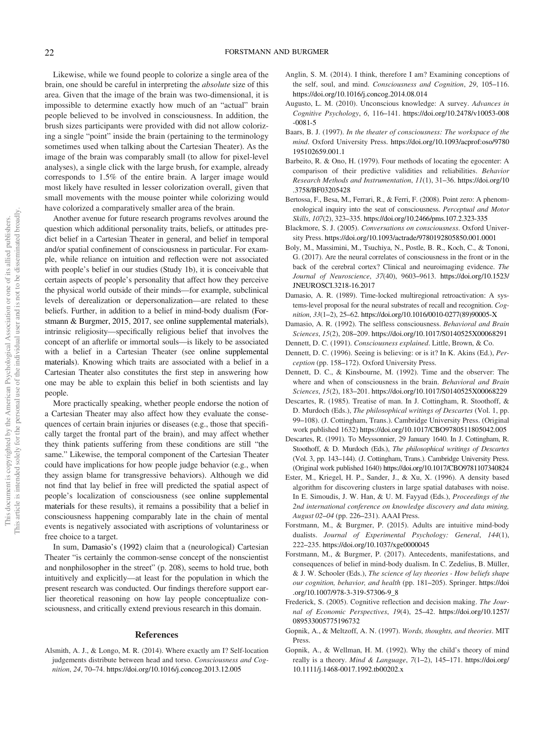Likewise, while we found people to colorize a single area of the brain, one should be careful in interpreting the *absolute* size of this area. Given that the image of the brain was two-dimensional, it is impossible to determine exactly how much of an "actual" brain people believed to be involved in consciousness. In addition, the brush sizes participants were provided with did not allow colorizing a single "point" inside the brain (pertaining to the terminology sometimes used when talking about the Cartesian Theater). As the image of the brain was comparably small (to allow for pixel-level analyses), a single click with the large brush, for example, already corresponds to 1.5% of the entire brain. A larger image would most likely have resulted in lesser colorization overall, given that small movements with the mouse pointer while colorizing would have colorized a comparatively smaller area of the brain.

Another avenue for future research programs revolves around the question which additional personality traits, beliefs, or attitudes predict belief in a Cartesian Theater in general, and belief in temporal and/or spatial confinement of consciousness in particular. For example, while reliance on intuition and reflection were not associated with people's belief in our studies (Study 1b), it is conceivable that certain aspects of people's personality that affect how they perceive the physical world outside of their minds—for example, subclinical levels of derealization or depersonalization—are related to these beliefs. Further, in addition to a belief in mind-body dualism (Forstmann & Burgmer, 2015, 2017, see online supplemental materials), intrinsic religiosity—specifically religious belief that involves the concept of an afterlife or immortal souls—is likely to be associated with a belief in a Cartesian Theater (see online supplemental materials). Knowing which traits are associated with a belief in a Cartesian Theater also constitutes the first step in answering how one may be able to explain this belief in both scientists and lay people.

More practically speaking, whether people endorse the notion of a Cartesian Theater may also affect how they evaluate the consequences of certain brain injuries or diseases (e.g., those that specifically target the frontal part of the brain), and may affect whether they think patients suffering from these conditions are still "the same." Likewise, the temporal component of the Cartesian Theater could have implications for how people judge behavior (e.g., when they assign blame for transgressive behaviors). Although we did not find that lay belief in free will predicted the spatial aspect of people's localization of consciousness (see online supplemental materials for these results), it remains a possibility that a belief in consciousness happening comparably late in the chain of mental events is negatively associated with ascriptions of voluntariness or free choice to a target.

In sum, Damasio's (1992) claim that a (neurological) Cartesian Theater "is certainly the common-sense concept of the nonscientist and nonphilosopher in the street" (p. 208), seems to hold true, both intuitively and explicitly—at least for the population in which the present research was conducted. Our findings therefore support earlier theoretical reasoning on how lay people conceptualize consciousness, and critically extend previous research in this domain.

## References

Alsmith, A. J., & Longo, M. R. (2014). Where exactly am I? Self-location judgements distribute between head and torso. *Consciousness and Cognition*, *24*, 70–74. https://doi.org/10.1016/j.concog.2013.12.005

Anglin, S. M. (2014). I think, therefore I am? Examining conceptions of the self, soul, and mind. *Consciousness and Cognition*, *29*, 105–116. https://doi.org/10.1016/j.concog.2014.08.014

Augusto, L. M. (2010). Unconscious knowledge: A survey. *Advances in Cognitive Psychology*, *6*, 116–141. https://doi.org/10.2478/v10053-008-0081-5

Baars, B. J. (1997). *In the theater of consciousness: The workspace of the mind*. Oxford University Press. https://doi.org/10.1093/acprof:oso/9780195102659.001.1

Barbeito, R. & Ono, H. (1979). Four methods of locating the egocenter: A comparison of their predictive validities and reliabilities. *Behavior Research Methods and Instrumentation*, *11*(1), 31–36. https://doi.org/10.3758/BF03205428

Bertossa, F., Besa, M., Ferrari, R., & Ferri, F. (2008). Point zero: A phenomenological inquiry into the seat of consciousness. *Perceptual and Motor Skills*, *107*(2), 323–335. https://doi.org/10.2466/pms.107.2.323-335

Blackmore, S. J. (2005). *Conversations on consciousness*. Oxford University Press. https://doi.org/10.1093/actrade/9780192805850.001.0001

Boly, M., Massimini, M., Tsuchiya, N., Postle, B. R., Koch, C., & Tononi, G. (2017). Are the neural correlates of consciousness in the front or in the back of the cerebral cortex? Clinical and neuroimaging evidence. *The Journal of Neuroscience*, *37*(40), 9603–9613. https://doi.org/10.1523/JNEUROSCI.3218-16.2017

Damasio, A. R. (1989). Time-locked multiregional retroactivation: A systems-level proposal for the neural substrates of recall and recognition. *Cognition*, *33*(1–2), 25–62. https://doi.org/10.1016/0010-0277(89)90005-X

Damasio, A. R. (1992). The selfless consciousness. *Behavioral and Brain Sciences*, *15*(2), 208–209. https://doi.org/10.1017/S0140525X00068291

Dennett, D. C. (1991). *Consciousness explained*. Little, Brown, & Co.

Dennett, D. C. (1996). Seeing is believing: or is it? In K. Akins (Ed.), *Perception* (pp. 158–172). Oxford University Press.

Dennett, D. C., & Kinsbourne, M. (1992). Time and the observer: The where and when of consciousness in the brain. *Behavioral and Brain Sciences*, *15*(2), 183–201. https://doi.org/10.1017/S0140525X00068229

Descartes, R. (1985). Treatise of man. In J. Cottingham, R. Stoothoff, & D. Murdoch (Eds.), *The philosophical writings of Descartes* (Vol. 1, pp. 99–108). (J. Cottingham, Trans.). Cambridge University Press. (Original work published 1632) https://doi.org/10.1017/CBO9780511805042.005

Descartes, R. (1991). To Meyssonnier, 29 January 1640. In J. Cottingham, R. Stoothoff, & D. Murdoch (Eds.), *The philosophical writings of Descartes* (Vol. 3, pp. 143–144). (J. Cottingham, Trans.). Cambridge University Press. (Original work published 1640) https://doi.org/10.1017/CBO9781107340824

Ester, M., Kriegel, H. P., Sander, J., & Xu, X. (1996). A density based algorithm for discovering clusters in large spatial databases with noise. In E. Simoudis, J. W. Han, & U. M. Fayyad (Eds.), *Proceedings of the 2nd international conference on knowledge discovery and data mining, August 02–04* (pp. 226–231). AAAI Press.

Forstmann, M., & Burgmer, P. (2015). Adults are intuitive mind-body dualists. *Journal of Experimental Psychology: General*, *144*(1), 222–235. https://doi.org/10.1037/xge0000045

Forstmann, M., & Burgmer, P. (2017). Antecedents, manifestations, and consequences of belief in mind-body dualism. In C. Zedelius, B. Müller, & J. W. Schooler (Eds.), *The science of lay theories - How beliefs shape our cognition, behavior, and health* (pp. 181–205). Springer. https://doi.org/10.1007/978-3-319-57306-9_8

Frederick, S. (2005). Cognitive reflection and decision making. *The Journal of Economic Perspectives*, *19*(4), 25–42. https://doi.org/10.1257/089533005775196732

Gopnik, A., & Meltzoff, A. N. (1997). *Words, thoughts, and theories*. MIT Press.

Gopnik, A., & Wellman, H. M. (1992). Why the child's theory of mind really is a theory. *Mind & Language*, *7*(1–2), 145–171. https://doi.org/10.1111/j.1468-0017.1992.tb00202.x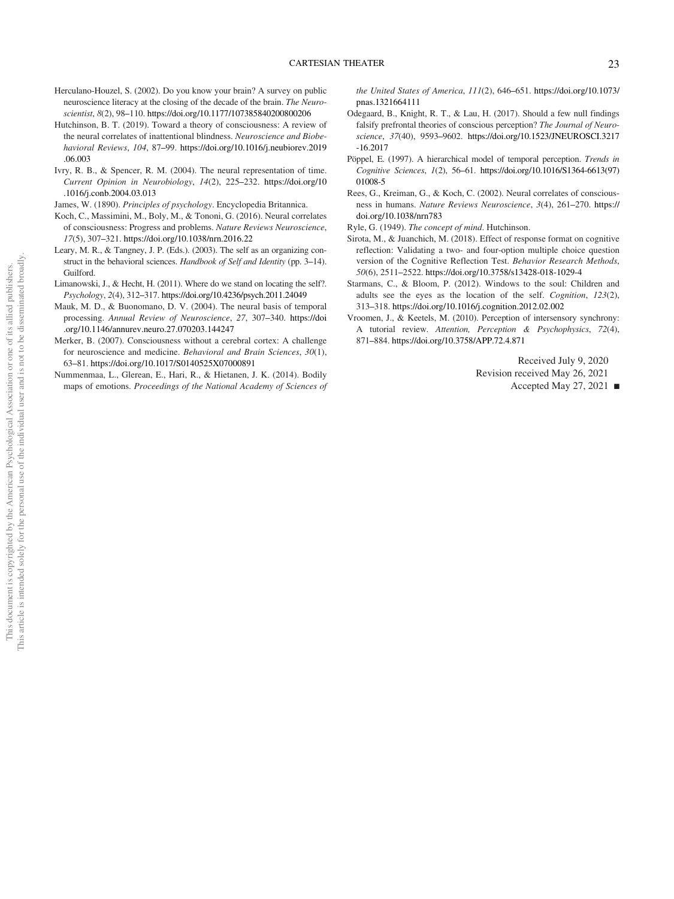Herculano-Houzel, S. (2002). Do you know your brain? A survey on public neuroscience literacy at the closing of the decade of the brain. *The Neuroscientist*, *8*(2), 98–110. https://doi.org/10.1177/107385840200800206

Hutchinson, B. T. (2019). Toward a theory of consciousness: A review of the neural correlates of inattentional blindness. *Neuroscience and Biobehavioral Reviews*, *104*, 87–99. https://doi.org/10.1016/j.neubiorev.2019.06.003

Ivry, R. B., & Spencer, R. M. (2004). The neural representation of time. *Current Opinion in Neurobiology*, *14*(2), 225–232. https://doi.org/10.1016/j.conb.2004.03.013

James, W. (1890). *Principles of psychology*. Encyclopedia Britannica.

Koch, C., Massimini, M., Boly, M., & Tononi, G. (2016). Neural correlates of consciousness: Progress and problems. *Nature Reviews Neuroscience*, *17*(5), 307–321. https://doi.org/10.1038/nrn.2016.22

Leary, M. R., & Tangney, J. P. (Eds.). (2003). The self as an organizing construct in the behavioral sciences. *Handbook of Self and Identity* (pp. 3–14). Guilford.

Limanowski, J., & Hecht, H. (2011). Where do we stand on locating the self?. *Psychology*, *2*(4), 312–317. https://doi.org/10.4236/psych.2011.24049

Mauk, M. D., & Buonomano, D. V. (2004). The neural basis of temporal processing. *Annual Review of Neuroscience*, *27*, 307–340. https://doi.org/10.1146/annurev.neuro.27.070203.144247

Merker, B. (2007). Consciousness without a cerebral cortex: A challenge for neuroscience and medicine. *Behavioral and Brain Sciences*, *30*(1), 63–81. https://doi.org/10.1017/S0140525X07000891

Nummenmaa, L., Glerean, E., Hari, R., & Hietanen, J. K. (2014). Bodily maps of emotions. *Proceedings of the National Academy of Sciences of the United States of America*, *111*(2), 646–651. https://doi.org/10.1073/pnas.1321664111

Odegaard, B., Knight, R. T., & Lau, H. (2017). Should a few null findings falsify prefrontal theories of conscious perception? *The Journal of Neuroscience*, *37*(40), 9593–9602. https://doi.org/10.1523/JNEUROSCI.3217-16.2017

Pöppel, E. (1997). A hierarchical model of temporal perception. *Trends in Cognitive Sciences*, *1*(2), 56–61. https://doi.org/10.1016/S1364-6613(97)01008-5

Rees, G., Kreiman, G., & Koch, C. (2002). Neural correlates of consciousness in humans. *Nature Reviews Neuroscience*, *3*(4), 261–270. https://doi.org/10.1038/nrn783

Ryle, G. (1949). *The concept of mind*. Hutchinson.

Sirota, M., & Juanchich, M. (2018). Effect of response format on cognitive reflection: Validating a two- and four-option multiple choice question version of the Cognitive Reflection Test. *Behavior Research Methods*, *50*(6), 2511–2522. https://doi.org/10.3758/s13428-018-1029-4

Starmans, C., & Bloom, P. (2012). Windows to the soul: Children and adults see the eyes as the location of the self. *Cognition*, *123*(2), 313–318. https://doi.org/10.1016/j.cognition.2012.02.002

Vroomen, J., & Keetels, M. (2010). Perception of intersensory synchrony: A tutorial review. *Attention, Perception & Psychophysics*, *72*(4), 871–884. https://doi.org/10.3758/APP.72.4.871

Received July 9, 2020
Revision received May 26, 2021
Accepted May 27, 2021 ■